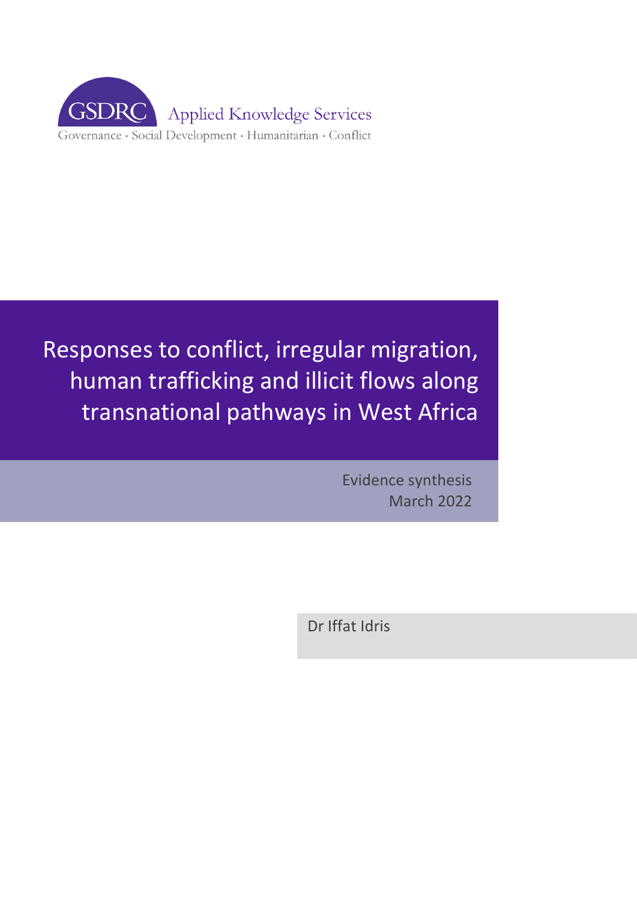GSDRC Applied Knowledge Services

Governance · Social Development · Humanitarian · Conflict

# Responses to conflict, irregular migration, human trafficking and illicit flows along transnational pathways in West Africa

Evidence synthesis
March 2022

Dr Iffat Idris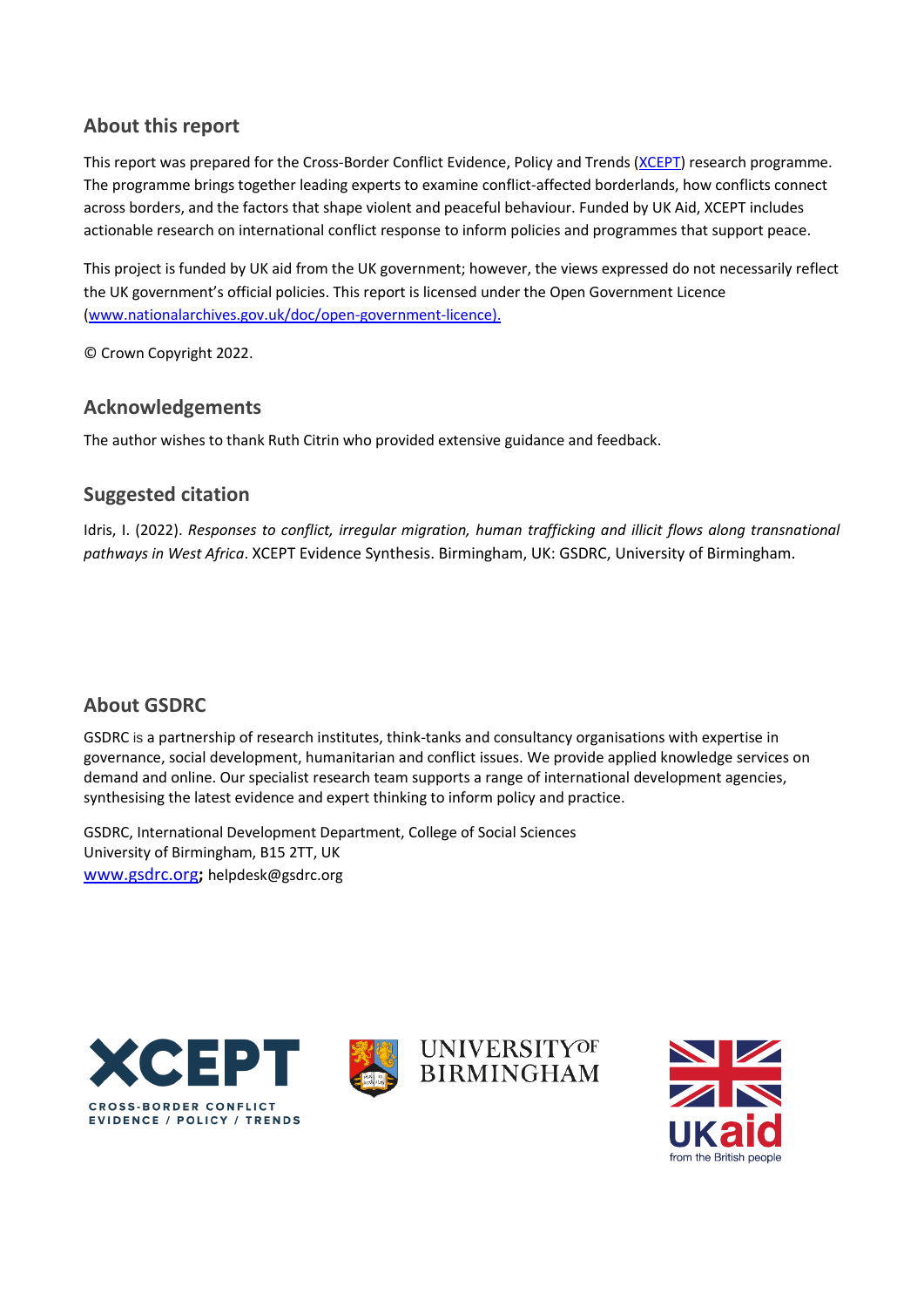## About this report

This report was prepared for the Cross-Border Conflict Evidence, Policy and Trends ([XCEPT](XCEPT)) research programme. The programme brings together leading experts to examine conflict-affected borderlands, how conflicts connect across borders, and the factors that shape violent and peaceful behaviour. Funded by UK Aid, XCEPT includes actionable research on international conflict response to inform policies and programmes that support peace.

This project is funded by UK aid from the UK government; however, the views expressed do not necessarily reflect the UK government's official policies. This report is licensed under the Open Government Licence (www.nationalarchives.gov.uk/doc/open-government-licence).

© Crown Copyright 2022.

## Acknowledgements

The author wishes to thank Ruth Citrin who provided extensive guidance and feedback.

## Suggested citation

Idris, I. (2022). *Responses to conflict, irregular migration, human trafficking and illicit flows along transnational pathways in West Africa*. XCEPT Evidence Synthesis. Birmingham, UK: GSDRC, University of Birmingham.

## About GSDRC

GSDRC is a partnership of research institutes, think-tanks and consultancy organisations with expertise in governance, social development, humanitarian and conflict issues. We provide applied knowledge services on demand and online. Our specialist research team supports a range of international development agencies, synthesising the latest evidence and expert thinking to inform policy and practice.

GSDRC, International Development Department, College of Social Sciences
University of Birmingham, B15 2TT, UK
www.gsdrc.org; helpdesk@gsdrc.org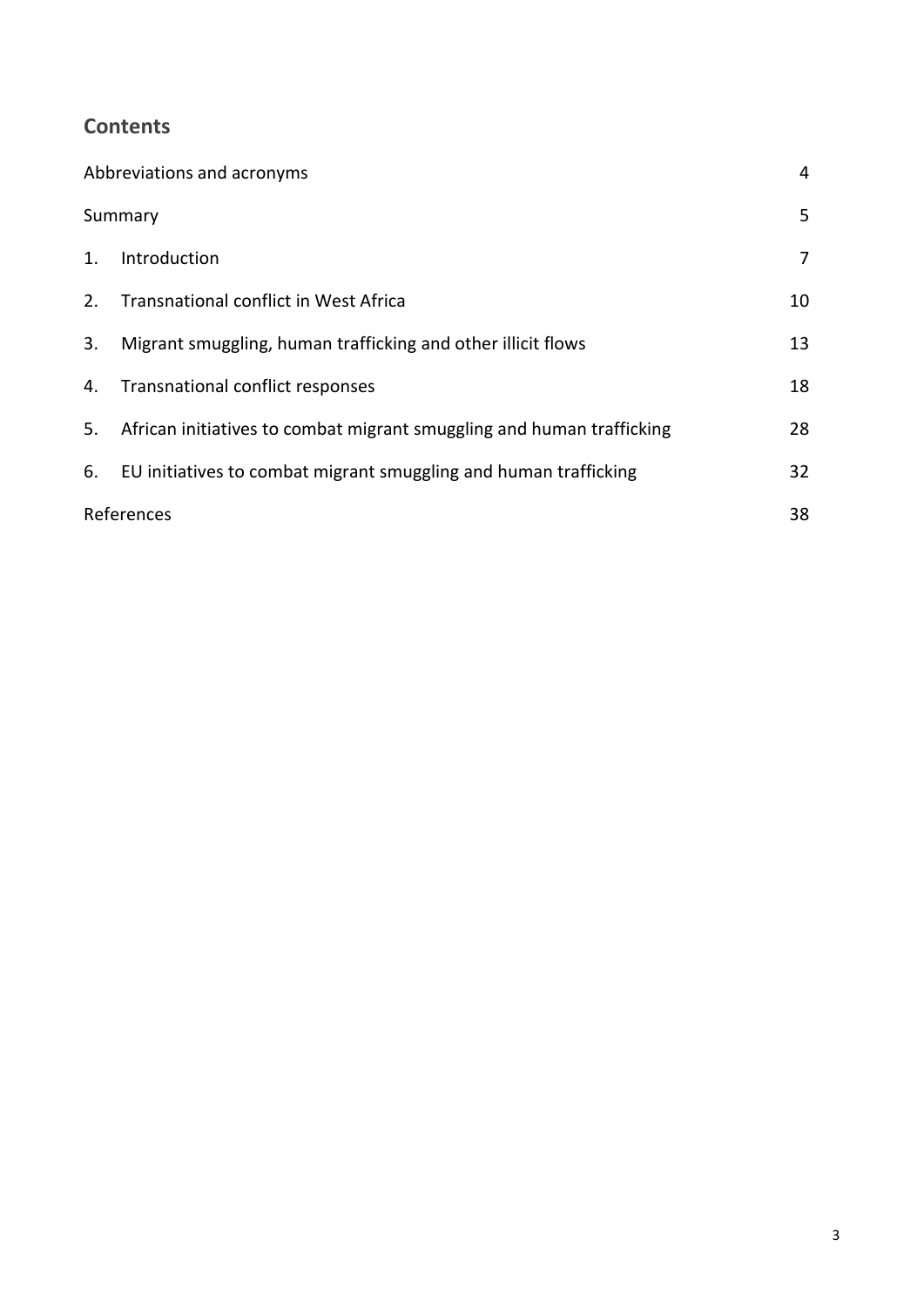## Contents

| | |
|---|---|
| Abbreviations and acronyms | 4 |
| Summary | 5 |
| 1. Introduction | 7 |
| 2. Transnational conflict in West Africa | 10 |
| 3. Migrant smuggling, human trafficking and other illicit flows | 13 |
| 4. Transnational conflict responses | 18 |
| 5. African initiatives to combat migrant smuggling and human trafficking | 28 |
| 6. EU initiatives to combat migrant smuggling and human trafficking | 32 |
| References | 38 |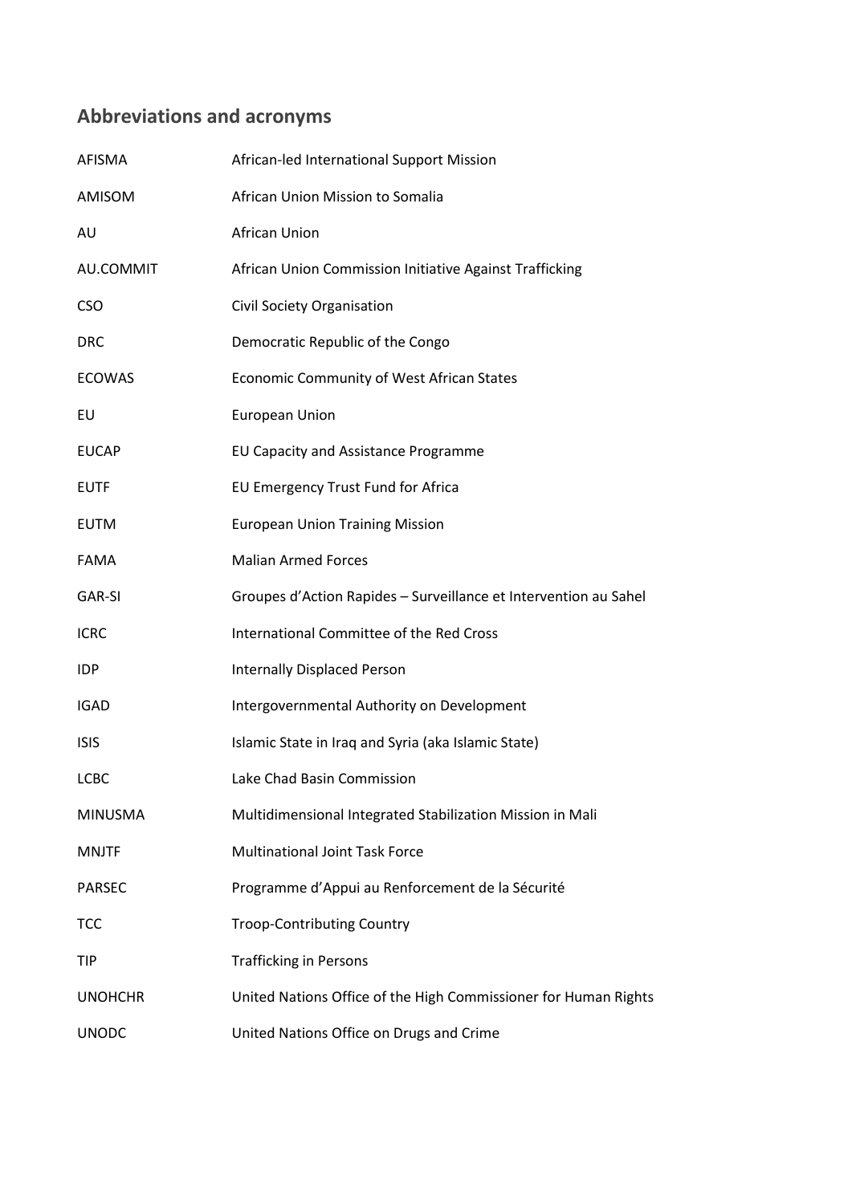## Abbreviations and acronyms

| | |
|---|---|
| AFISMA | African-led International Support Mission |
| AMISOM | African Union Mission to Somalia |
| AU | African Union |
| AU.COMMIT | African Union Commission Initiative Against Trafficking |
| CSO | Civil Society Organisation |
| DRC | Democratic Republic of the Congo |
| ECOWAS | Economic Community of West African States |
| EU | European Union |
| EUCAP | EU Capacity and Assistance Programme |
| EUTF | EU Emergency Trust Fund for Africa |
| EUTM | European Union Training Mission |
| FAMA | Malian Armed Forces |
| GAR-SI | Groupes d'Action Rapides – Surveillance et Intervention au Sahel |
| ICRC | International Committee of the Red Cross |
| IDP | Internally Displaced Person |
| IGAD | Intergovernmental Authority on Development |
| ISIS | Islamic State in Iraq and Syria (aka Islamic State) |
| LCBC | Lake Chad Basin Commission |
| MINUSMA | Multidimensional Integrated Stabilization Mission in Mali |
| MNJTF | Multinational Joint Task Force |
| PARSEC | Programme d'Appui au Renforcement de la Sécurité |
| TCC | Troop-Contributing Country |
| TIP | Trafficking in Persons |
| UNOHCHR | United Nations Office of the High Commissioner for Human Rights |
| UNODC | United Nations Office on Drugs and Crime |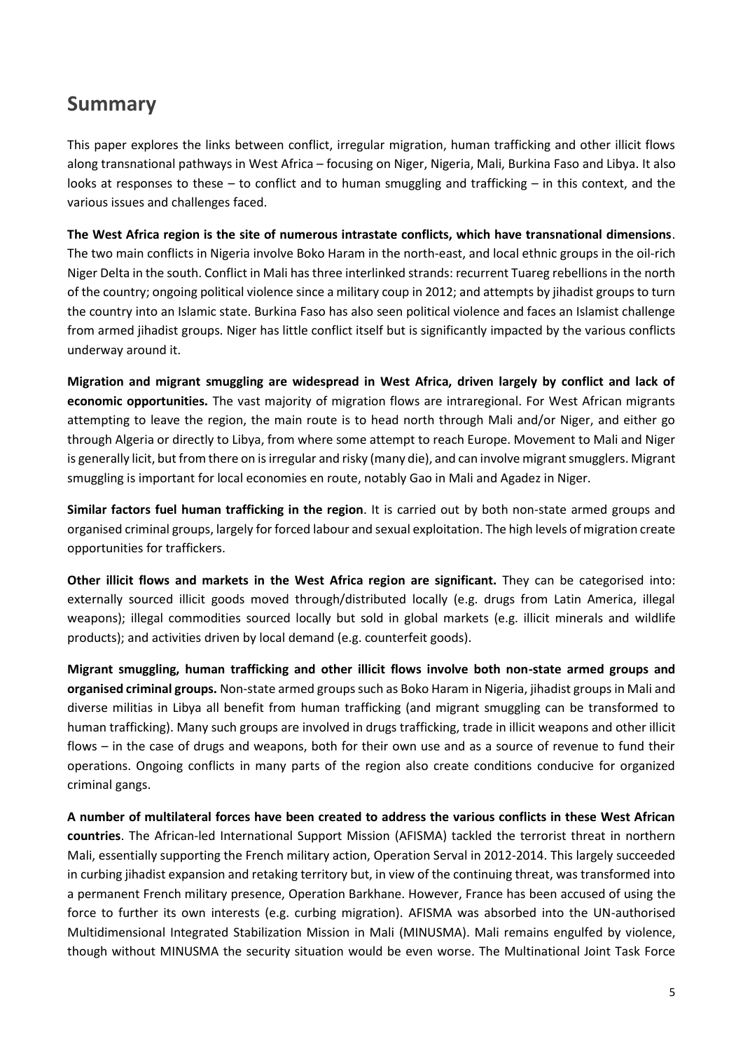## Summary

This paper explores the links between conflict, irregular migration, human trafficking and other illicit flows along transnational pathways in West Africa – focusing on Niger, Nigeria, Mali, Burkina Faso and Libya. It also looks at responses to these – to conflict and to human smuggling and trafficking – in this context, and the various issues and challenges faced.

**The West Africa region is the site of numerous intrastate conflicts, which have transnational dimensions**. The two main conflicts in Nigeria involve Boko Haram in the north-east, and local ethnic groups in the oil-rich Niger Delta in the south. Conflict in Mali has three interlinked strands: recurrent Tuareg rebellions in the north of the country; ongoing political violence since a military coup in 2012; and attempts by jihadist groups to turn the country into an Islamic state. Burkina Faso has also seen political violence and faces an Islamist challenge from armed jihadist groups. Niger has little conflict itself but is significantly impacted by the various conflicts underway around it.

**Migration and migrant smuggling are widespread in West Africa, driven largely by conflict and lack of economic opportunities.** The vast majority of migration flows are intraregional. For West African migrants attempting to leave the region, the main route is to head north through Mali and/or Niger, and either go through Algeria or directly to Libya, from where some attempt to reach Europe. Movement to Mali and Niger is generally licit, but from there on is irregular and risky (many die), and can involve migrant smugglers. Migrant smuggling is important for local economies en route, notably Gao in Mali and Agadez in Niger.

**Similar factors fuel human trafficking in the region**. It is carried out by both non-state armed groups and organised criminal groups, largely for forced labour and sexual exploitation. The high levels of migration create opportunities for traffickers.

**Other illicit flows and markets in the West Africa region are significant.** They can be categorised into: externally sourced illicit goods moved through/distributed locally (e.g. drugs from Latin America, illegal weapons); illegal commodities sourced locally but sold in global markets (e.g. illicit minerals and wildlife products); and activities driven by local demand (e.g. counterfeit goods).

**Migrant smuggling, human trafficking and other illicit flows involve both non-state armed groups and organised criminal groups.** Non-state armed groups such as Boko Haram in Nigeria, jihadist groups in Mali and diverse militias in Libya all benefit from human trafficking (and migrant smuggling can be transformed to human trafficking). Many such groups are involved in drugs trafficking, trade in illicit weapons and other illicit flows – in the case of drugs and weapons, both for their own use and as a source of revenue to fund their operations. Ongoing conflicts in many parts of the region also create conditions conducive for organized criminal gangs.

**A number of multilateral forces have been created to address the various conflicts in these West African countries**. The African-led International Support Mission (AFISMA) tackled the terrorist threat in northern Mali, essentially supporting the French military action, Operation Serval in 2012-2014. This largely succeeded in curbing jihadist expansion and retaking territory but, in view of the continuing threat, was transformed into a permanent French military presence, Operation Barkhane. However, France has been accused of using the force to further its own interests (e.g. curbing migration). AFISMA was absorbed into the UN-authorised Multidimensional Integrated Stabilization Mission in Mali (MINUSMA). Mali remains engulfed by violence, though without MINUSMA the security situation would be even worse. The Multinational Joint Task Force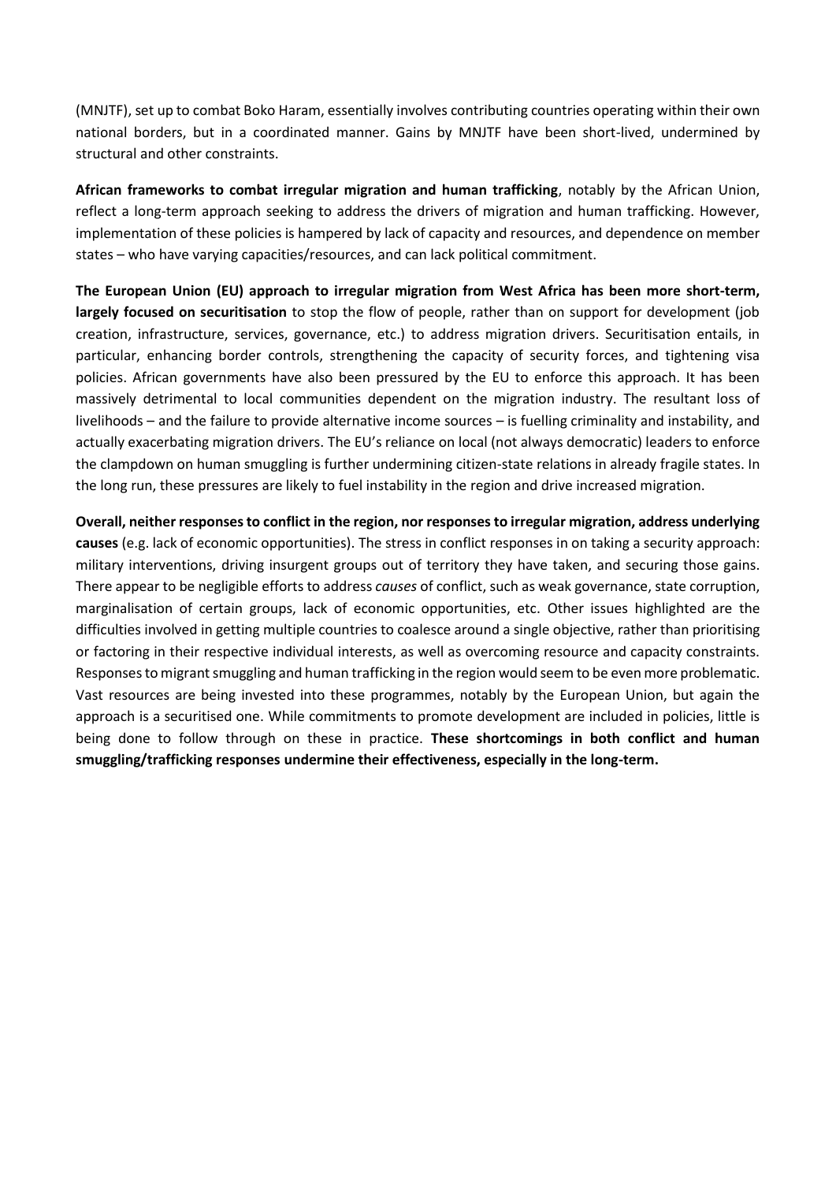(MNJTF), set up to combat Boko Haram, essentially involves contributing countries operating within their own national borders, but in a coordinated manner. Gains by MNJTF have been short-lived, undermined by structural and other constraints.

**African frameworks to combat irregular migration and human trafficking**, notably by the African Union, reflect a long-term approach seeking to address the drivers of migration and human trafficking. However, implementation of these policies is hampered by lack of capacity and resources, and dependence on member states – who have varying capacities/resources, and can lack political commitment.

**The European Union (EU) approach to irregular migration from West Africa has been more short-term, largely focused on securitisation** to stop the flow of people, rather than on support for development (job creation, infrastructure, services, governance, etc.) to address migration drivers. Securitisation entails, in particular, enhancing border controls, strengthening the capacity of security forces, and tightening visa policies. African governments have also been pressured by the EU to enforce this approach. It has been massively detrimental to local communities dependent on the migration industry. The resultant loss of livelihoods – and the failure to provide alternative income sources – is fuelling criminality and instability, and actually exacerbating migration drivers. The EU's reliance on local (not always democratic) leaders to enforce the clampdown on human smuggling is further undermining citizen-state relations in already fragile states. In the long run, these pressures are likely to fuel instability in the region and drive increased migration.

**Overall, neither responses to conflict in the region, nor responses to irregular migration, address underlying causes** (e.g. lack of economic opportunities). The stress in conflict responses in on taking a security approach: military interventions, driving insurgent groups out of territory they have taken, and securing those gains. There appear to be negligible efforts to address *causes* of conflict, such as weak governance, state corruption, marginalisation of certain groups, lack of economic opportunities, etc. Other issues highlighted are the difficulties involved in getting multiple countries to coalesce around a single objective, rather than prioritising or factoring in their respective individual interests, as well as overcoming resource and capacity constraints. Responses to migrant smuggling and human trafficking in the region would seem to be even more problematic. Vast resources are being invested into these programmes, notably by the European Union, but again the approach is a securitised one. While commitments to promote development are included in policies, little is being done to follow through on these in practice. **These shortcomings in both conflict and human smuggling/trafficking responses undermine their effectiveness, especially in the long-term.**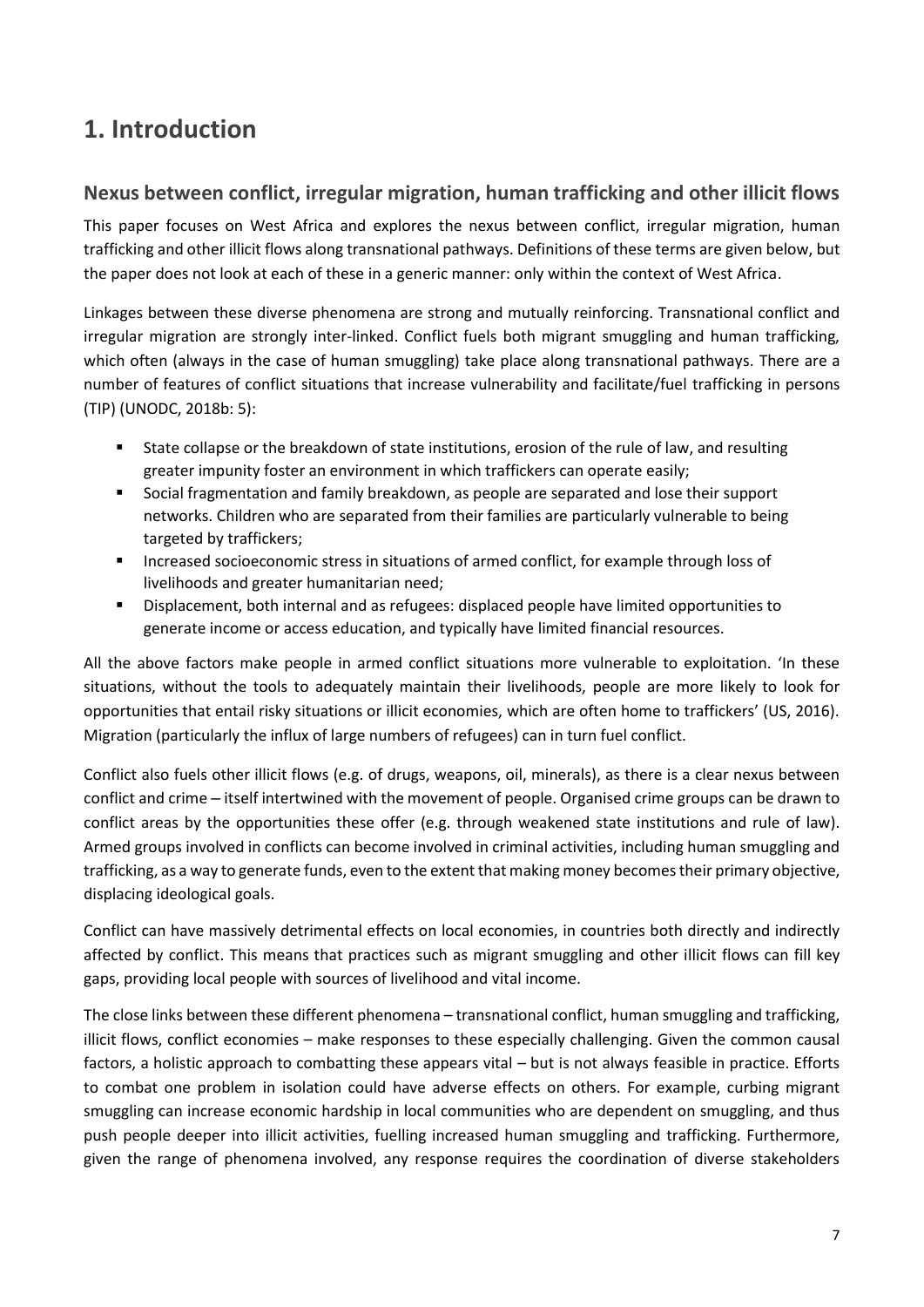# 1. Introduction

## Nexus between conflict, irregular migration, human trafficking and other illicit flows

This paper focuses on West Africa and explores the nexus between conflict, irregular migration, human trafficking and other illicit flows along transnational pathways. Definitions of these terms are given below, but the paper does not look at each of these in a generic manner: only within the context of West Africa.

Linkages between these diverse phenomena are strong and mutually reinforcing. Transnational conflict and irregular migration are strongly inter-linked. Conflict fuels both migrant smuggling and human trafficking, which often (always in the case of human smuggling) take place along transnational pathways. There are a number of features of conflict situations that increase vulnerability and facilitate/fuel trafficking in persons (TIP) (UNODC, 2018b: 5):

- State collapse or the breakdown of state institutions, erosion of the rule of law, and resulting greater impunity foster an environment in which traffickers can operate easily;
- Social fragmentation and family breakdown, as people are separated and lose their support networks. Children who are separated from their families are particularly vulnerable to being targeted by traffickers;
- Increased socioeconomic stress in situations of armed conflict, for example through loss of livelihoods and greater humanitarian need;
- Displacement, both internal and as refugees: displaced people have limited opportunities to generate income or access education, and typically have limited financial resources.

All the above factors make people in armed conflict situations more vulnerable to exploitation. 'In these situations, without the tools to adequately maintain their livelihoods, people are more likely to look for opportunities that entail risky situations or illicit economies, which are often home to traffickers' (US, 2016). Migration (particularly the influx of large numbers of refugees) can in turn fuel conflict.

Conflict also fuels other illicit flows (e.g. of drugs, weapons, oil, minerals), as there is a clear nexus between conflict and crime – itself intertwined with the movement of people. Organised crime groups can be drawn to conflict areas by the opportunities these offer (e.g. through weakened state institutions and rule of law). Armed groups involved in conflicts can become involved in criminal activities, including human smuggling and trafficking, as a way to generate funds, even to the extent that making money becomes their primary objective, displacing ideological goals.

Conflict can have massively detrimental effects on local economies, in countries both directly and indirectly affected by conflict. This means that practices such as migrant smuggling and other illicit flows can fill key gaps, providing local people with sources of livelihood and vital income.

The close links between these different phenomena – transnational conflict, human smuggling and trafficking, illicit flows, conflict economies – make responses to these especially challenging. Given the common causal factors, a holistic approach to combatting these appears vital – but is not always feasible in practice. Efforts to combat one problem in isolation could have adverse effects on others. For example, curbing migrant smuggling can increase economic hardship in local communities who are dependent on smuggling, and thus push people deeper into illicit activities, fuelling increased human smuggling and trafficking. Furthermore, given the range of phenomena involved, any response requires the coordination of diverse stakeholders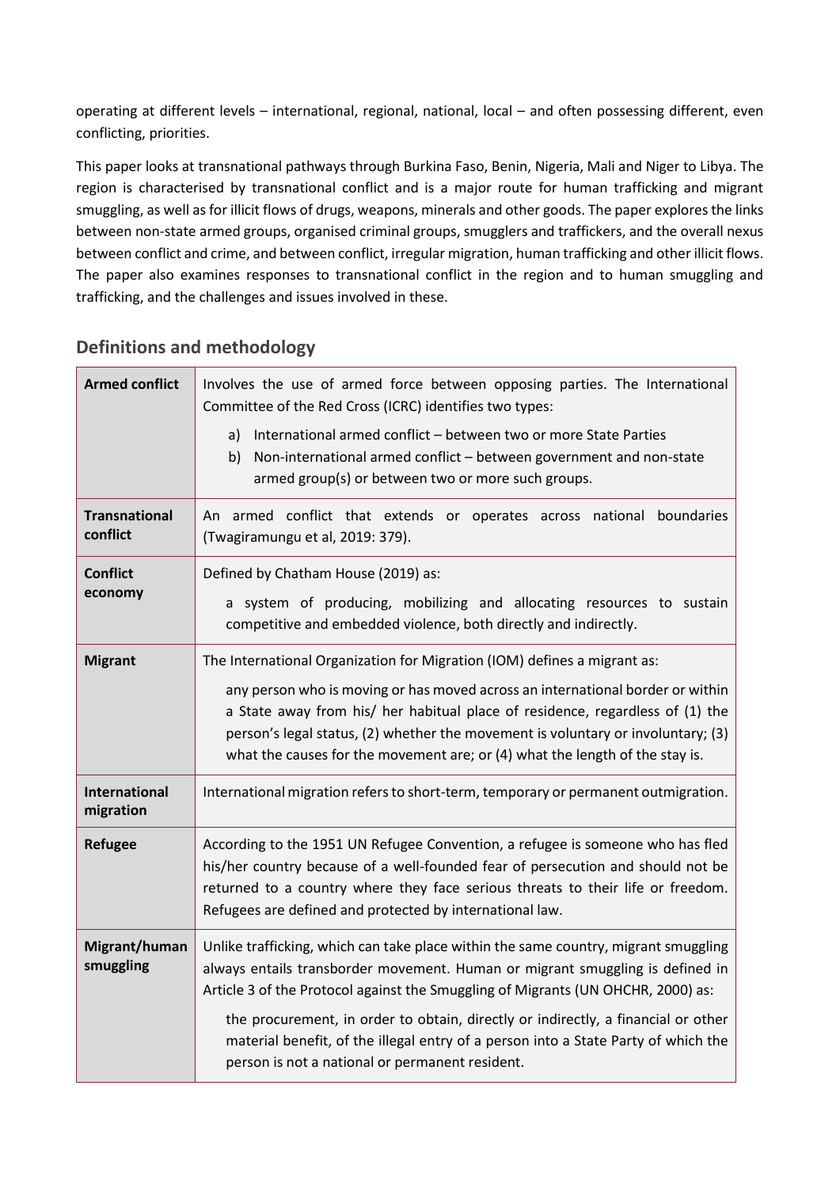operating at different levels – international, regional, national, local – and often possessing different, even conflicting, priorities.

This paper looks at transnational pathways through Burkina Faso, Benin, Nigeria, Mali and Niger to Libya. The region is characterised by transnational conflict and is a major route for human trafficking and migrant smuggling, as well as for illicit flows of drugs, weapons, minerals and other goods. The paper explores the links between non-state armed groups, organised criminal groups, smugglers and traffickers, and the overall nexus between conflict and crime, and between conflict, irregular migration, human trafficking and other illicit flows. The paper also examines responses to transnational conflict in the region and to human smuggling and trafficking, and the challenges and issues involved in these.

## Definitions and methodology

| | |
|---|---|
| **Armed conflict** | Involves the use of armed force between opposing parties. The International Committee of the Red Cross (ICRC) identifies two types:<br>a) International armed conflict – between two or more State Parties<br>b) Non-international armed conflict – between government and non-state armed group(s) or between two or more such groups. |
| **Transnational conflict** | An armed conflict that extends or operates across national boundaries (Twagiramungu et al, 2019: 379). |
| **Conflict economy** | Defined by Chatham House (2019) as:<br>a system of producing, mobilizing and allocating resources to sustain competitive and embedded violence, both directly and indirectly. |
| **Migrant** | The International Organization for Migration (IOM) defines a migrant as:<br>any person who is moving or has moved across an international border or within a State away from his/ her habitual place of residence, regardless of (1) the person's legal status, (2) whether the movement is voluntary or involuntary; (3) what the causes for the movement are; or (4) what the length of the stay is. |
| **International migration** | International migration refers to short-term, temporary or permanent outmigration. |
| **Refugee** | According to the 1951 UN Refugee Convention, a refugee is someone who has fled his/her country because of a well-founded fear of persecution and should not be returned to a country where they face serious threats to their life or freedom. Refugees are defined and protected by international law. |
| **Migrant/human smuggling** | Unlike trafficking, which can take place within the same country, migrant smuggling always entails transborder movement. Human or migrant smuggling is defined in Article 3 of the Protocol against the Smuggling of Migrants (UN OHCHR, 2000) as:<br>the procurement, in order to obtain, directly or indirectly, a financial or other material benefit, of the illegal entry of a person into a State Party of which the person is not a national or permanent resident. |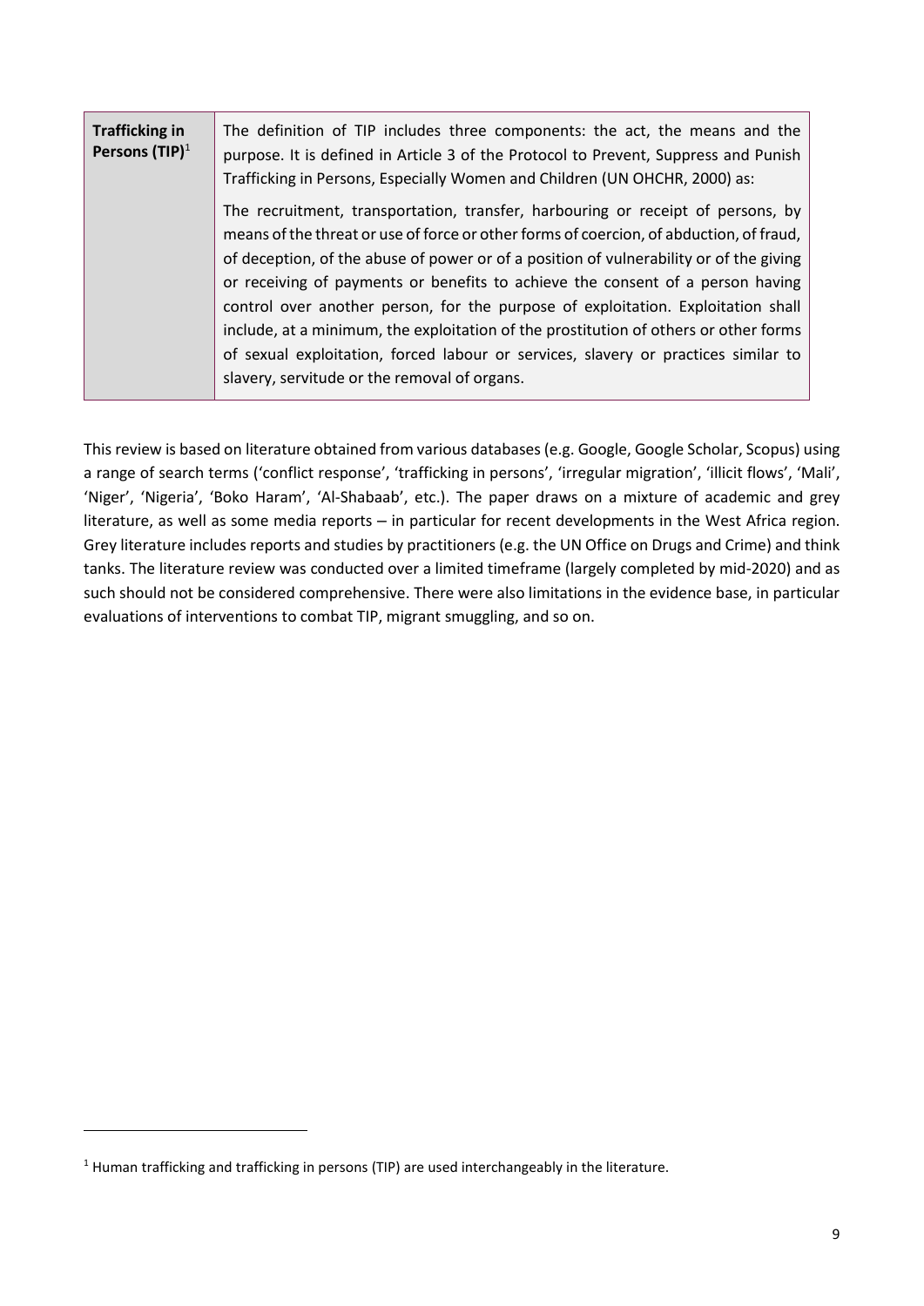| **Trafficking in Persons (TIP)**[1] | The definition of TIP includes three components: the act, the means and the purpose. It is defined in Article 3 of the Protocol to Prevent, Suppress and Punish Trafficking in Persons, Especially Women and Children (UN OHCHR, 2000) as: <br><br> The recruitment, transportation, transfer, harbouring or receipt of persons, by means of the threat or use of force or other forms of coercion, of abduction, of fraud, of deception, of the abuse of power or of a position of vulnerability or of the giving or receiving of payments or benefits to achieve the consent of a person having control over another person, for the purpose of exploitation. Exploitation shall include, at a minimum, the exploitation of the prostitution of others or other forms of sexual exploitation, forced labour or services, slavery or practices similar to slavery, servitude or the removal of organs. |
|---|---|

This review is based on literature obtained from various databases (e.g. Google, Google Scholar, Scopus) using a range of search terms ('conflict response', 'trafficking in persons', 'irregular migration', 'illicit flows', 'Mali', 'Niger', 'Nigeria', 'Boko Haram', 'Al-Shabaab', etc.). The paper draws on a mixture of academic and grey literature, as well as some media reports – in particular for recent developments in the West Africa region. Grey literature includes reports and studies by practitioners (e.g. the UN Office on Drugs and Crime) and think tanks. The literature review was conducted over a limited timeframe (largely completed by mid-2020) and as such should not be considered comprehensive. There were also limitations in the evidence base, in particular evaluations of interventions to combat TIP, migrant smuggling, and so on.

[1] Human trafficking and trafficking in persons (TIP) are used interchangeably in the literature.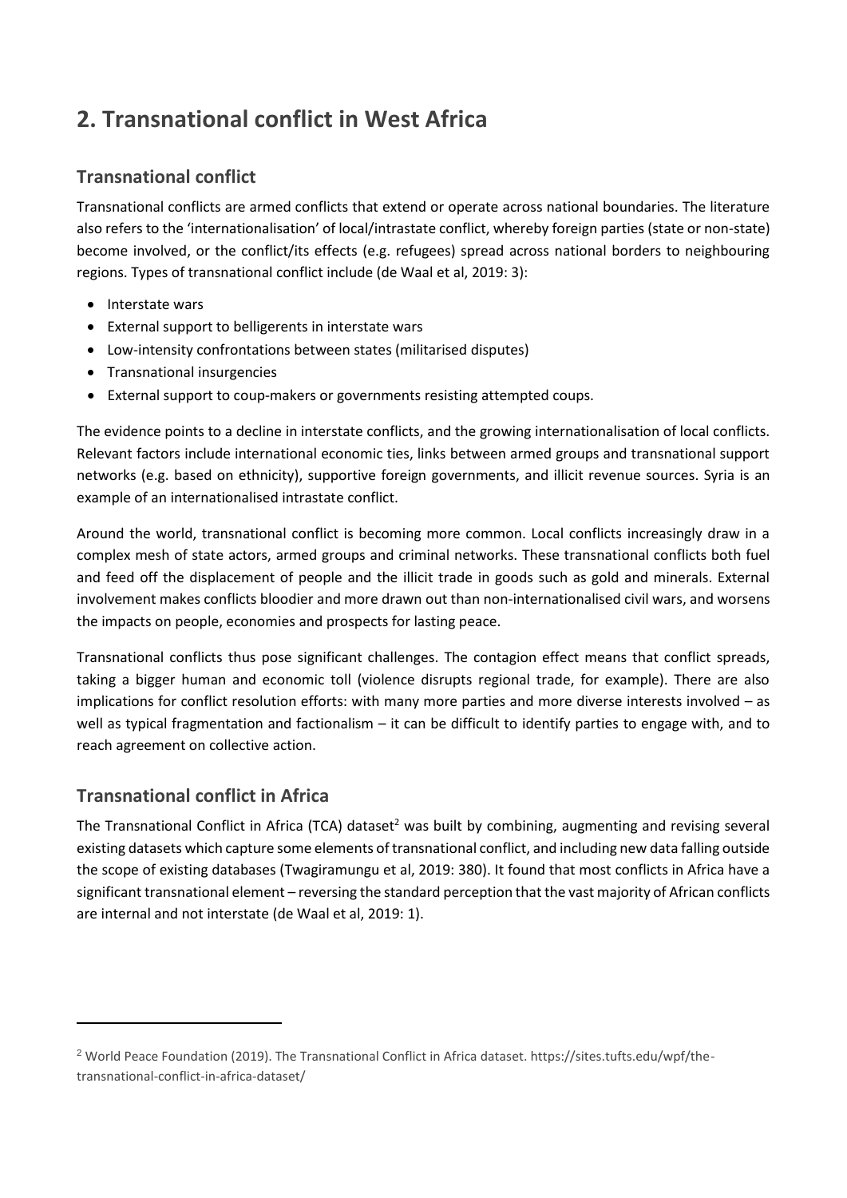# 2. Transnational conflict in West Africa

## Transnational conflict

Transnational conflicts are armed conflicts that extend or operate across national boundaries. The literature also refers to the 'internationalisation' of local/intrastate conflict, whereby foreign parties (state or non-state) become involved, or the conflict/its effects (e.g. refugees) spread across national borders to neighbouring regions. Types of transnational conflict include (de Waal et al, 2019: 3):

- Interstate wars
- External support to belligerents in interstate wars
- Low-intensity confrontations between states (militarised disputes)
- Transnational insurgencies
- External support to coup-makers or governments resisting attempted coups.

The evidence points to a decline in interstate conflicts, and the growing internationalisation of local conflicts. Relevant factors include international economic ties, links between armed groups and transnational support networks (e.g. based on ethnicity), supportive foreign governments, and illicit revenue sources. Syria is an example of an internationalised intrastate conflict.

Around the world, transnational conflict is becoming more common. Local conflicts increasingly draw in a complex mesh of state actors, armed groups and criminal networks. These transnational conflicts both fuel and feed off the displacement of people and the illicit trade in goods such as gold and minerals. External involvement makes conflicts bloodier and more drawn out than non-internationalised civil wars, and worsens the impacts on people, economies and prospects for lasting peace.

Transnational conflicts thus pose significant challenges. The contagion effect means that conflict spreads, taking a bigger human and economic toll (violence disrupts regional trade, for example). There are also implications for conflict resolution efforts: with many more parties and more diverse interests involved – as well as typical fragmentation and factionalism – it can be difficult to identify parties to engage with, and to reach agreement on collective action.

## Transnational conflict in Africa

The Transnational Conflict in Africa (TCA) dataset[2] was built by combining, augmenting and revising several existing datasets which capture some elements of transnational conflict, and including new data falling outside the scope of existing databases (Twagiramungu et al, 2019: 380). It found that most conflicts in Africa have a significant transnational element – reversing the standard perception that the vast majority of African conflicts are internal and not interstate (de Waal et al, 2019: 1).

[2] World Peace Foundation (2019). The Transnational Conflict in Africa dataset. https://sites.tufts.edu/wpf/the-transnational-conflict-in-africa-dataset/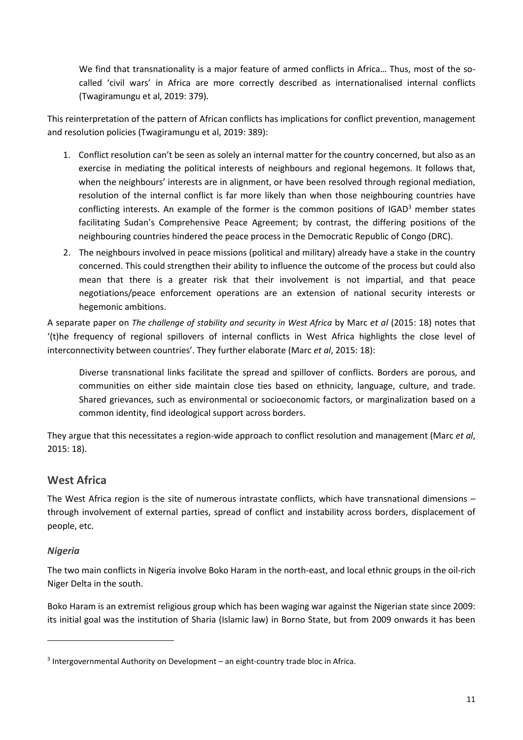> We find that transnationality is a major feature of armed conflicts in Africa… Thus, most of the so-called 'civil wars' in Africa are more correctly described as internationalised internal conflicts (Twagiramungu et al, 2019: 379).

This reinterpretation of the pattern of African conflicts has implications for conflict prevention, management and resolution policies (Twagiramungu et al, 2019: 389):

1. Conflict resolution can't be seen as solely an internal matter for the country concerned, but also as an exercise in mediating the political interests of neighbours and regional hegemons. It follows that, when the neighbours' interests are in alignment, or have been resolved through regional mediation, resolution of the internal conflict is far more likely than when those neighbouring countries have conflicting interests. An example of the former is the common positions of IGAD[3] member states facilitating Sudan's Comprehensive Peace Agreement; by contrast, the differing positions of the neighbouring countries hindered the peace process in the Democratic Republic of Congo (DRC).
2. The neighbours involved in peace missions (political and military) already have a stake in the country concerned. This could strengthen their ability to influence the outcome of the process but could also mean that there is a greater risk that their involvement is not impartial, and that peace negotiations/peace enforcement operations are an extension of national security interests or hegemonic ambitions.

A separate paper on *The challenge of stability and security in West Africa* by Marc *et al* (2015: 18) notes that '(t)he frequency of regional spillovers of internal conflicts in West Africa highlights the close level of interconnectivity between countries'. They further elaborate (Marc *et al*, 2015: 18):

> Diverse transnational links facilitate the spread and spillover of conflicts. Borders are porous, and communities on either side maintain close ties based on ethnicity, language, culture, and trade. Shared grievances, such as environmental or socioeconomic factors, or marginalization based on a common identity, find ideological support across borders.

They argue that this necessitates a region-wide approach to conflict resolution and management (Marc *et al*, 2015: 18).

## West Africa

The West Africa region is the site of numerous intrastate conflicts, which have transnational dimensions – through involvement of external parties, spread of conflict and instability across borders, displacement of people, etc.

### *Nigeria*

The two main conflicts in Nigeria involve Boko Haram in the north-east, and local ethnic groups in the oil-rich Niger Delta in the south.

Boko Haram is an extremist religious group which has been waging war against the Nigerian state since 2009: its initial goal was the institution of Sharia (Islamic law) in Borno State, but from 2009 onwards it has been

[3] Intergovernmental Authority on Development – an eight-country trade bloc in Africa.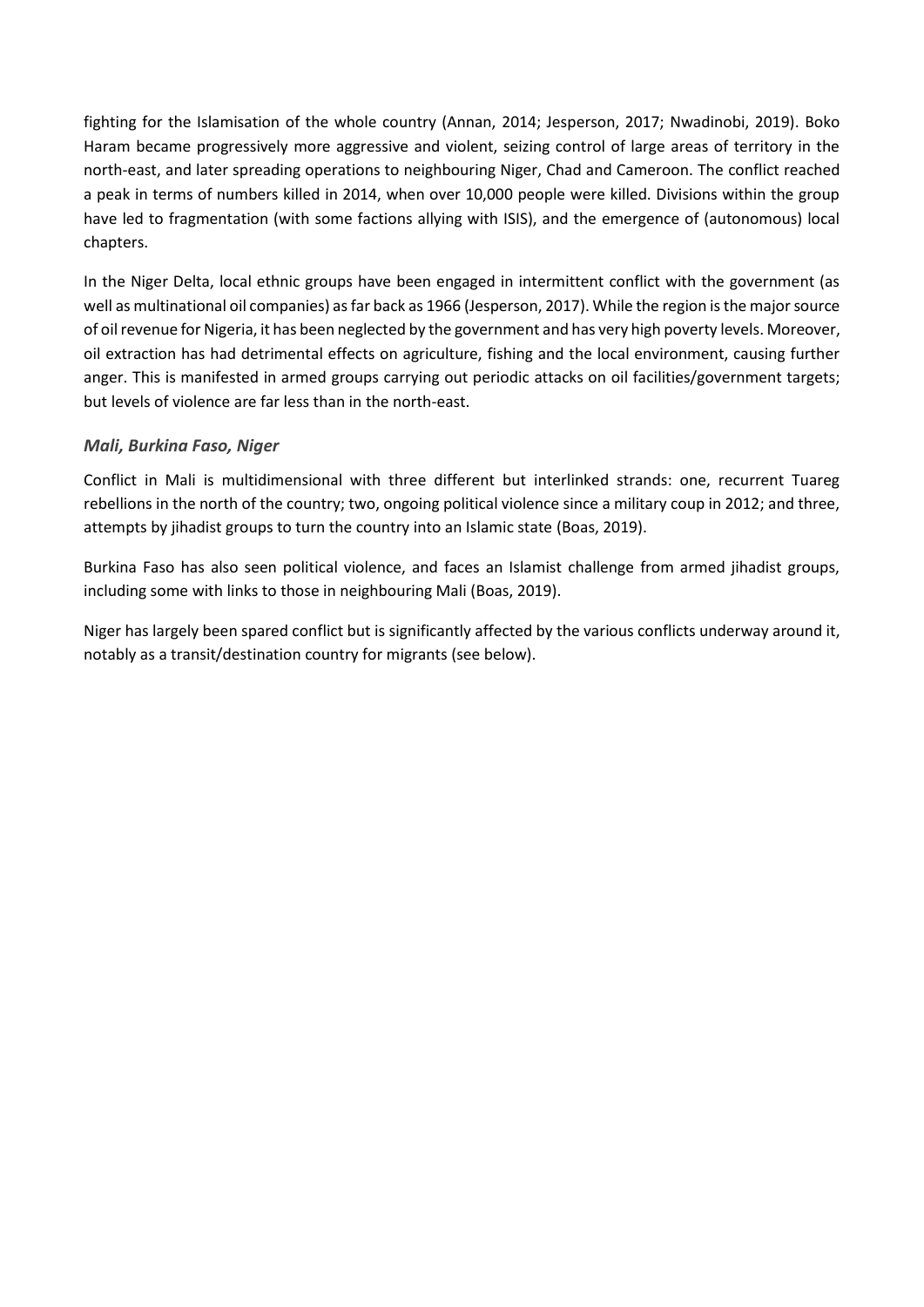fighting for the Islamisation of the whole country (Annan, 2014; Jesperson, 2017; Nwadinobi, 2019). Boko Haram became progressively more aggressive and violent, seizing control of large areas of territory in the north-east, and later spreading operations to neighbouring Niger, Chad and Cameroon. The conflict reached a peak in terms of numbers killed in 2014, when over 10,000 people were killed. Divisions within the group have led to fragmentation (with some factions allying with ISIS), and the emergence of (autonomous) local chapters.

In the Niger Delta, local ethnic groups have been engaged in intermittent conflict with the government (as well as multinational oil companies) as far back as 1966 (Jesperson, 2017). While the region is the major source of oil revenue for Nigeria, it has been neglected by the government and has very high poverty levels. Moreover, oil extraction has had detrimental effects on agriculture, fishing and the local environment, causing further anger. This is manifested in armed groups carrying out periodic attacks on oil facilities/government targets; but levels of violence are far less than in the north-east.

### *Mali, Burkina Faso, Niger*

Conflict in Mali is multidimensional with three different but interlinked strands: one, recurrent Tuareg rebellions in the north of the country; two, ongoing political violence since a military coup in 2012; and three, attempts by jihadist groups to turn the country into an Islamic state (Boas, 2019).

Burkina Faso has also seen political violence, and faces an Islamist challenge from armed jihadist groups, including some with links to those in neighbouring Mali (Boas, 2019).

Niger has largely been spared conflict but is significantly affected by the various conflicts underway around it, notably as a transit/destination country for migrants (see below).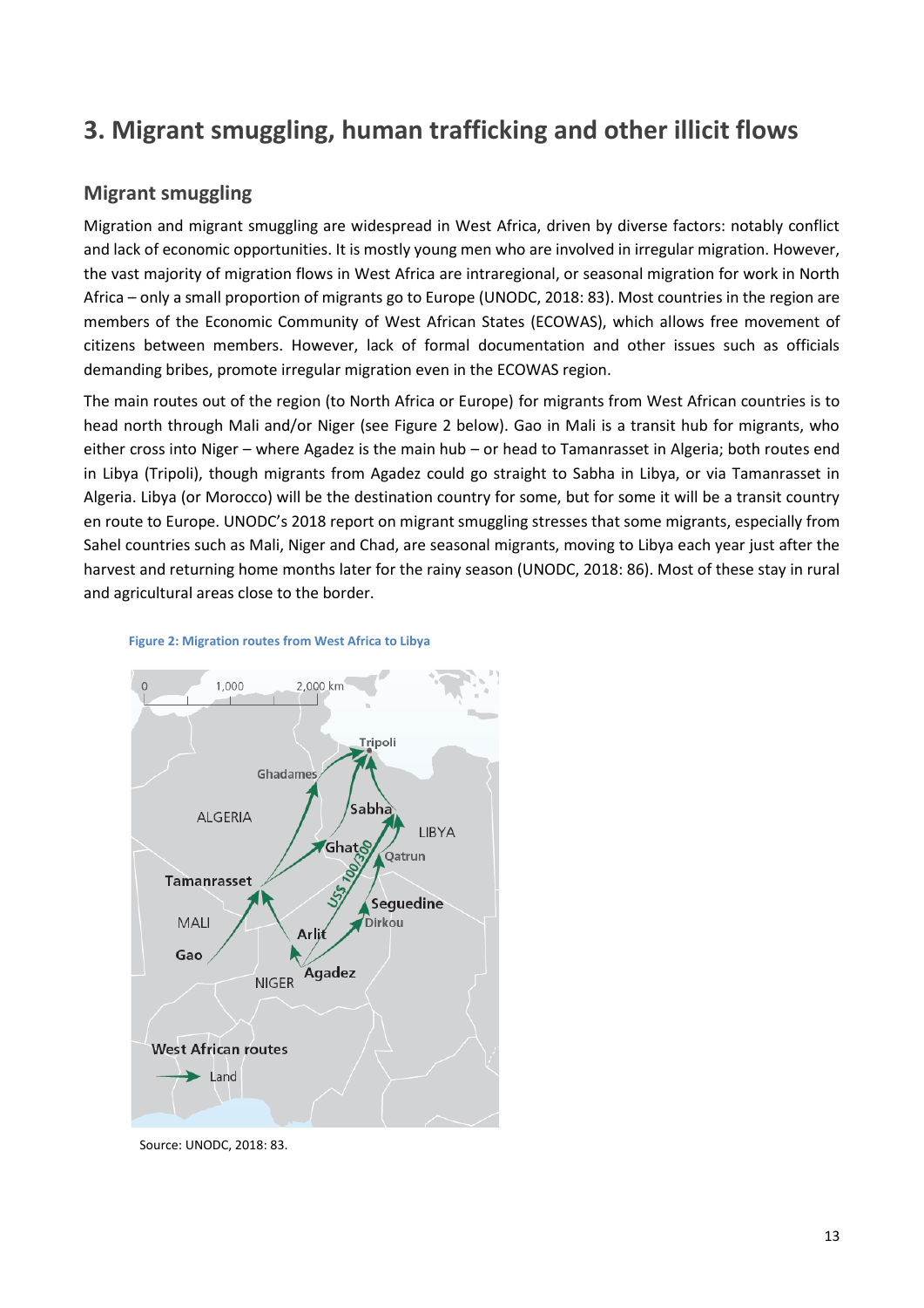## 3. Migrant smuggling, human trafficking and other illicit flows

### Migrant smuggling

Migration and migrant smuggling are widespread in West Africa, driven by diverse factors: notably conflict and lack of economic opportunities. It is mostly young men who are involved in irregular migration. However, the vast majority of migration flows in West Africa are intraregional, or seasonal migration for work in North Africa – only a small proportion of migrants go to Europe (UNODC, 2018: 83). Most countries in the region are members of the Economic Community of West African States (ECOWAS), which allows free movement of citizens between members. However, lack of formal documentation and other issues such as officials demanding bribes, promote irregular migration even in the ECOWAS region.

The main routes out of the region (to North Africa or Europe) for migrants from West African countries is to head north through Mali and/or Niger (see Figure 2 below). Gao in Mali is a transit hub for migrants, who either cross into Niger – where Agadez is the main hub – or head to Tamanrasset in Algeria; both routes end in Libya (Tripoli), though migrants from Agadez could go straight to Sabha in Libya, or via Tamanrasset in Algeria. Libya (or Morocco) will be the destination country for some, but for some it will be a transit country en route to Europe. UNODC's 2018 report on migrant smuggling stresses that some migrants, especially from Sahel countries such as Mali, Niger and Chad, are seasonal migrants, moving to Libya each year just after the harvest and returning home months later for the rainy season (UNODC, 2018: 86). Most of these stay in rural and agricultural areas close to the border.

**Figure 2: Migration routes from West Africa to Libya**

Source: UNODC, 2018: 83.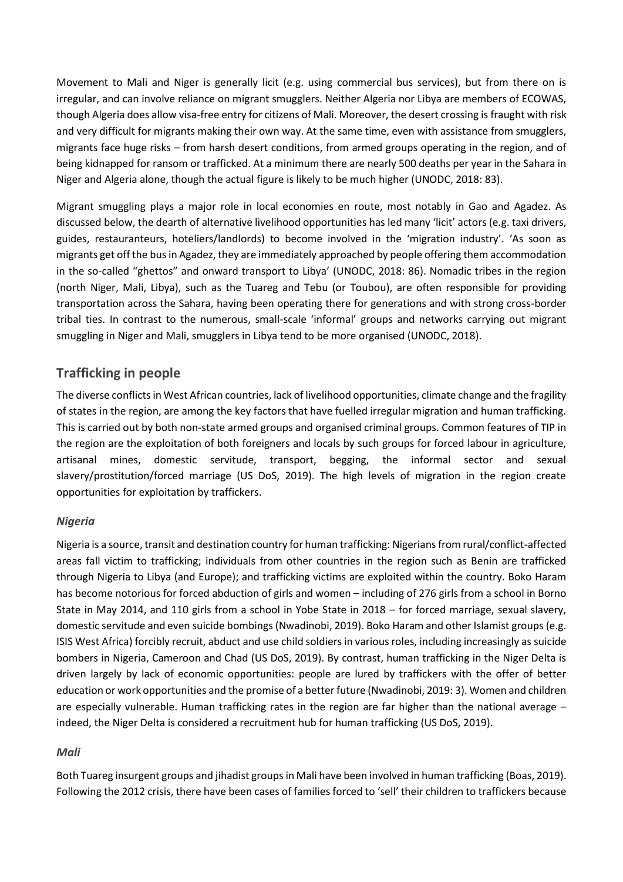Movement to Mali and Niger is generally licit (e.g. using commercial bus services), but from there on is irregular, and can involve reliance on migrant smugglers. Neither Algeria nor Libya are members of ECOWAS, though Algeria does allow visa-free entry for citizens of Mali. Moreover, the desert crossing is fraught with risk and very difficult for migrants making their own way. At the same time, even with assistance from smugglers, migrants face huge risks – from harsh desert conditions, from armed groups operating in the region, and of being kidnapped for ransom or trafficked. At a minimum there are nearly 500 deaths per year in the Sahara in Niger and Algeria alone, though the actual figure is likely to be much higher (UNODC, 2018: 83).

Migrant smuggling plays a major role in local economies en route, most notably in Gao and Agadez. As discussed below, the dearth of alternative livelihood opportunities has led many 'licit' actors (e.g. taxi drivers, guides, restauranteurs, hoteliers/landlords) to become involved in the 'migration industry'. 'As soon as migrants get off the bus in Agadez, they are immediately approached by people offering them accommodation in the so-called "ghettos" and onward transport to Libya' (UNODC, 2018: 86). Nomadic tribes in the region (north Niger, Mali, Libya), such as the Tuareg and Tebu (or Toubou), are often responsible for providing transportation across the Sahara, having been operating there for generations and with strong cross-border tribal ties. In contrast to the numerous, small-scale 'informal' groups and networks carrying out migrant smuggling in Niger and Mali, smugglers in Libya tend to be more organised (UNODC, 2018).

## Trafficking in people

The diverse conflicts in West African countries, lack of livelihood opportunities, climate change and the fragility of states in the region, are among the key factors that have fuelled irregular migration and human trafficking. This is carried out by both non-state armed groups and organised criminal groups. Common features of TIP in the region are the exploitation of both foreigners and locals by such groups for forced labour in agriculture, artisanal mines, domestic servitude, transport, begging, the informal sector and sexual slavery/prostitution/forced marriage (US DoS, 2019). The high levels of migration in the region create opportunities for exploitation by traffickers.

### *Nigeria*

Nigeria is a source, transit and destination country for human trafficking: Nigerians from rural/conflict-affected areas fall victim to trafficking; individuals from other countries in the region such as Benin are trafficked through Nigeria to Libya (and Europe); and trafficking victims are exploited within the country. Boko Haram has become notorious for forced abduction of girls and women – including of 276 girls from a school in Borno State in May 2014, and 110 girls from a school in Yobe State in 2018 – for forced marriage, sexual slavery, domestic servitude and even suicide bombings (Nwadinobi, 2019). Boko Haram and other Islamist groups (e.g. ISIS West Africa) forcibly recruit, abduct and use child soldiers in various roles, including increasingly as suicide bombers in Nigeria, Cameroon and Chad (US DoS, 2019). By contrast, human trafficking in the Niger Delta is driven largely by lack of economic opportunities: people are lured by traffickers with the offer of better education or work opportunities and the promise of a better future (Nwadinobi, 2019: 3). Women and children are especially vulnerable. Human trafficking rates in the region are far higher than the national average – indeed, the Niger Delta is considered a recruitment hub for human trafficking (US DoS, 2019).

### *Mali*

Both Tuareg insurgent groups and jihadist groups in Mali have been involved in human trafficking (Boas, 2019). Following the 2012 crisis, there have been cases of families forced to 'sell' their children to traffickers because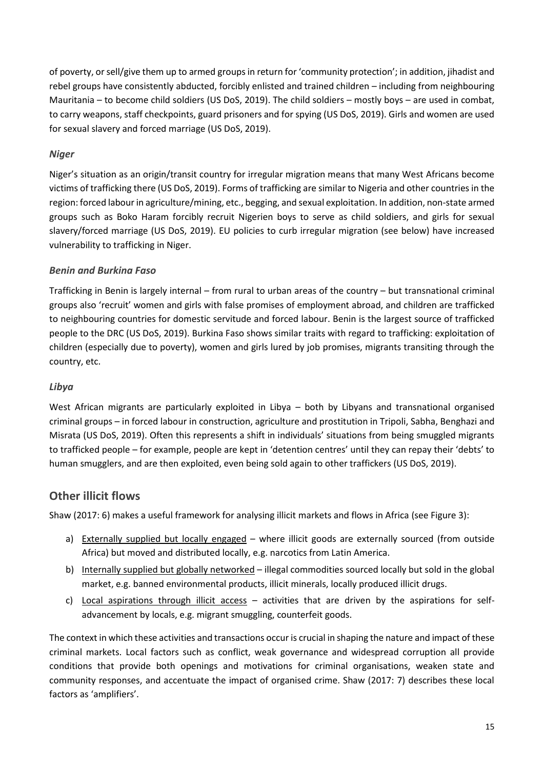of poverty, or sell/give them up to armed groups in return for 'community protection'; in addition, jihadist and rebel groups have consistently abducted, forcibly enlisted and trained children – including from neighbouring Mauritania – to become child soldiers (US DoS, 2019). The child soldiers – mostly boys – are used in combat, to carry weapons, staff checkpoints, guard prisoners and for spying (US DoS, 2019). Girls and women are used for sexual slavery and forced marriage (US DoS, 2019).

### *Niger*

Niger's situation as an origin/transit country for irregular migration means that many West Africans become victims of trafficking there (US DoS, 2019). Forms of trafficking are similar to Nigeria and other countries in the region: forced labour in agriculture/mining, etc., begging, and sexual exploitation. In addition, non-state armed groups such as Boko Haram forcibly recruit Nigerien boys to serve as child soldiers, and girls for sexual slavery/forced marriage (US DoS, 2019). EU policies to curb irregular migration (see below) have increased vulnerability to trafficking in Niger.

### *Benin and Burkina Faso*

Trafficking in Benin is largely internal – from rural to urban areas of the country – but transnational criminal groups also 'recruit' women and girls with false promises of employment abroad, and children are trafficked to neighbouring countries for domestic servitude and forced labour. Benin is the largest source of trafficked people to the DRC (US DoS, 2019). Burkina Faso shows similar traits with regard to trafficking: exploitation of children (especially due to poverty), women and girls lured by job promises, migrants transiting through the country, etc.

### *Libya*

West African migrants are particularly exploited in Libya – both by Libyans and transnational organised criminal groups – in forced labour in construction, agriculture and prostitution in Tripoli, Sabha, Benghazi and Misrata (US DoS, 2019). Often this represents a shift in individuals' situations from being smuggled migrants to trafficked people – for example, people are kept in 'detention centres' until they can repay their 'debts' to human smugglers, and are then exploited, even being sold again to other traffickers (US DoS, 2019).

## Other illicit flows

Shaw (2017: 6) makes a useful framework for analysing illicit markets and flows in Africa (see Figure 3):

a) Externally supplied but locally engaged – where illicit goods are externally sourced (from outside Africa) but moved and distributed locally, e.g. narcotics from Latin America.
b) Internally supplied but globally networked – illegal commodities sourced locally but sold in the global market, e.g. banned environmental products, illicit minerals, locally produced illicit drugs.
c) Local aspirations through illicit access – activities that are driven by the aspirations for self-advancement by locals, e.g. migrant smuggling, counterfeit goods.

The context in which these activities and transactions occur is crucial in shaping the nature and impact of these criminal markets. Local factors such as conflict, weak governance and widespread corruption all provide conditions that provide both openings and motivations for criminal organisations, weaken state and community responses, and accentuate the impact of organised crime. Shaw (2017: 7) describes these local factors as 'amplifiers'.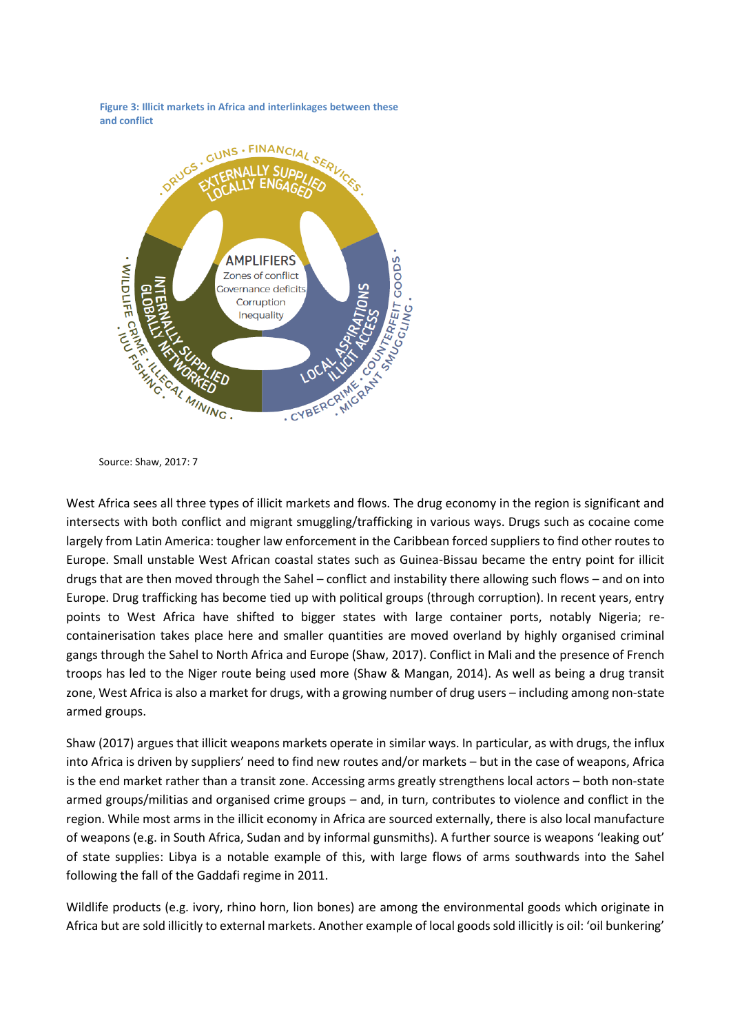**Figure 3: Illicit markets in Africa and interlinkages between these and conflict**

Source: Shaw, 2017: 7

West Africa sees all three types of illicit markets and flows. The drug economy in the region is significant and intersects with both conflict and migrant smuggling/trafficking in various ways. Drugs such as cocaine come largely from Latin America: tougher law enforcement in the Caribbean forced suppliers to find other routes to Europe. Small unstable West African coastal states such as Guinea-Bissau became the entry point for illicit drugs that are then moved through the Sahel – conflict and instability there allowing such flows – and on into Europe. Drug trafficking has become tied up with political groups (through corruption). In recent years, entry points to West Africa have shifted to bigger states with large container ports, notably Nigeria; re-containerisation takes place here and smaller quantities are moved overland by highly organised criminal gangs through the Sahel to North Africa and Europe (Shaw, 2017). Conflict in Mali and the presence of French troops has led to the Niger route being used more (Shaw & Mangan, 2014). As well as being a drug transit zone, West Africa is also a market for drugs, with a growing number of drug users – including among non-state armed groups.

Shaw (2017) argues that illicit weapons markets operate in similar ways. In particular, as with drugs, the influx into Africa is driven by suppliers' need to find new routes and/or markets – but in the case of weapons, Africa is the end market rather than a transit zone. Accessing arms greatly strengthens local actors – both non-state armed groups/militias and organised crime groups – and, in turn, contributes to violence and conflict in the region. While most arms in the illicit economy in Africa are sourced externally, there is also local manufacture of weapons (e.g. in South Africa, Sudan and by informal gunsmiths). A further source is weapons 'leaking out' of state supplies: Libya is a notable example of this, with large flows of arms southwards into the Sahel following the fall of the Gaddafi regime in 2011.

Wildlife products (e.g. ivory, rhino horn, lion bones) are among the environmental goods which originate in Africa but are sold illicitly to external markets. Another example of local goods sold illicitly is oil: 'oil bunkering'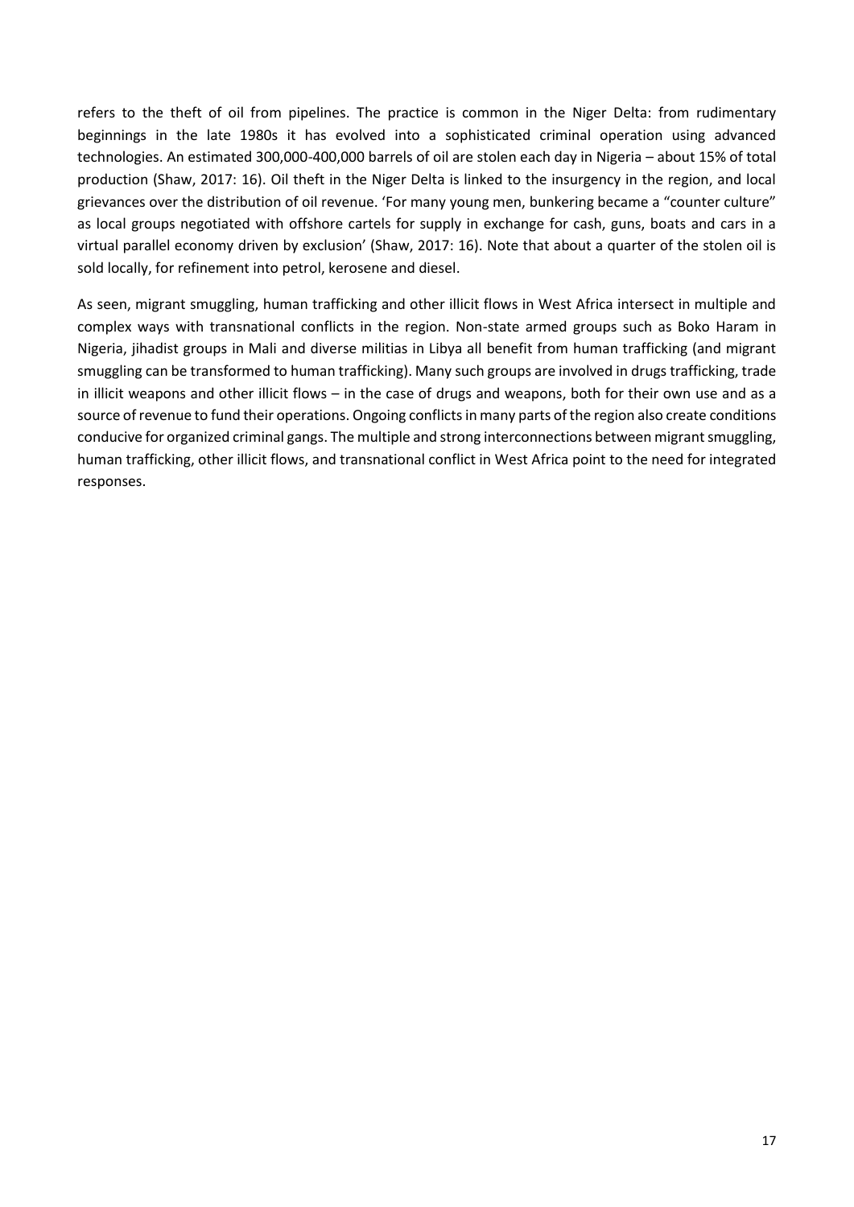refers to the theft of oil from pipelines. The practice is common in the Niger Delta: from rudimentary beginnings in the late 1980s it has evolved into a sophisticated criminal operation using advanced technologies. An estimated 300,000-400,000 barrels of oil are stolen each day in Nigeria – about 15% of total production (Shaw, 2017: 16). Oil theft in the Niger Delta is linked to the insurgency in the region, and local grievances over the distribution of oil revenue. 'For many young men, bunkering became a "counter culture" as local groups negotiated with offshore cartels for supply in exchange for cash, guns, boats and cars in a virtual parallel economy driven by exclusion' (Shaw, 2017: 16). Note that about a quarter of the stolen oil is sold locally, for refinement into petrol, kerosene and diesel.

As seen, migrant smuggling, human trafficking and other illicit flows in West Africa intersect in multiple and complex ways with transnational conflicts in the region. Non-state armed groups such as Boko Haram in Nigeria, jihadist groups in Mali and diverse militias in Libya all benefit from human trafficking (and migrant smuggling can be transformed to human trafficking). Many such groups are involved in drugs trafficking, trade in illicit weapons and other illicit flows – in the case of drugs and weapons, both for their own use and as a source of revenue to fund their operations. Ongoing conflicts in many parts of the region also create conditions conducive for organized criminal gangs. The multiple and strong interconnections between migrant smuggling, human trafficking, other illicit flows, and transnational conflict in West Africa point to the need for integrated responses.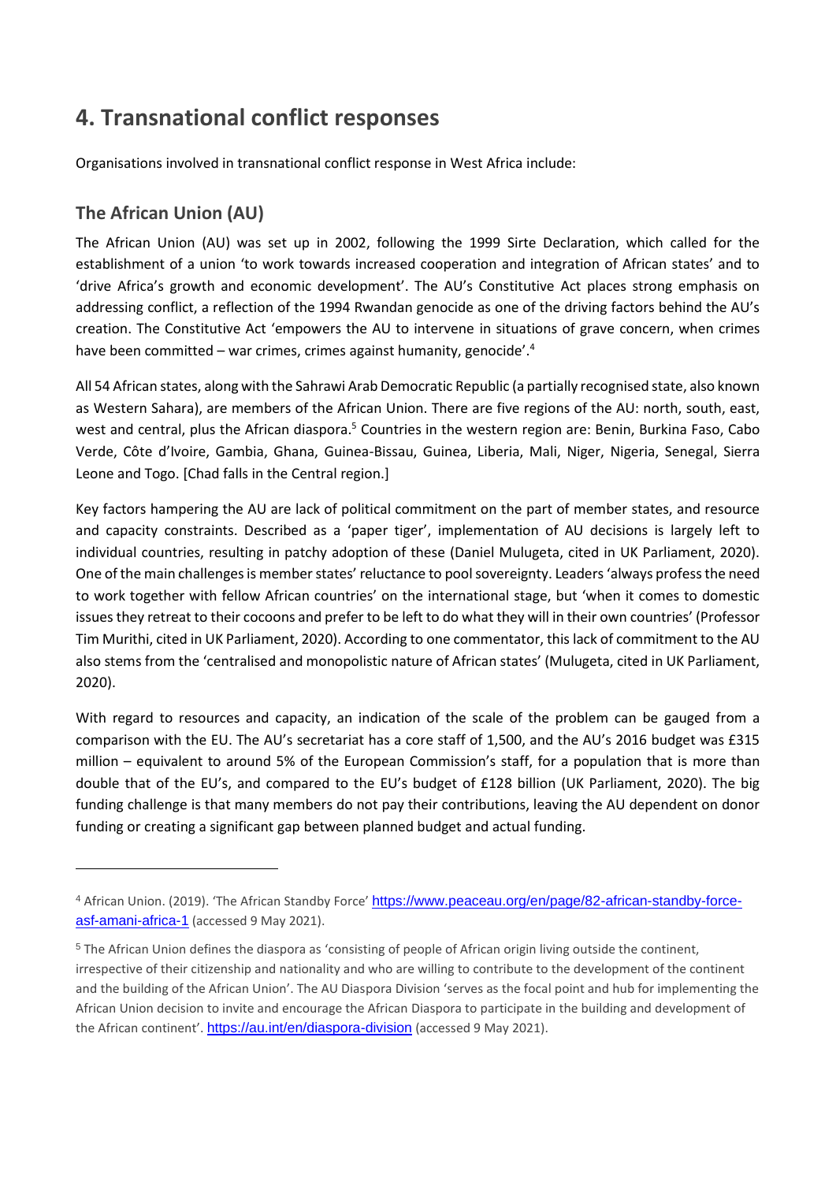# 4. Transnational conflict responses

Organisations involved in transnational conflict response in West Africa include:

## The African Union (AU)

The African Union (AU) was set up in 2002, following the 1999 Sirte Declaration, which called for the establishment of a union 'to work towards increased cooperation and integration of African states' and to 'drive Africa's growth and economic development'. The AU's Constitutive Act places strong emphasis on addressing conflict, a reflection of the 1994 Rwandan genocide as one of the driving factors behind the AU's creation. The Constitutive Act 'empowers the AU to intervene in situations of grave concern, when crimes have been committed – war crimes, crimes against humanity, genocide'.[4]

All 54 African states, along with the Sahrawi Arab Democratic Republic (a partially recognised state, also known as Western Sahara), are members of the African Union. There are five regions of the AU: north, south, east, west and central, plus the African diaspora.[5] Countries in the western region are: Benin, Burkina Faso, Cabo Verde, Côte d'Ivoire, Gambia, Ghana, Guinea-Bissau, Guinea, Liberia, Mali, Niger, Nigeria, Senegal, Sierra Leone and Togo. [Chad falls in the Central region.]

Key factors hampering the AU are lack of political commitment on the part of member states, and resource and capacity constraints. Described as a 'paper tiger', implementation of AU decisions is largely left to individual countries, resulting in patchy adoption of these (Daniel Mulugeta, cited in UK Parliament, 2020). One of the main challenges is member states' reluctance to pool sovereignty. Leaders 'always profess the need to work together with fellow African countries' on the international stage, but 'when it comes to domestic issues they retreat to their cocoons and prefer to be left to do what they will in their own countries' (Professor Tim Murithi, cited in UK Parliament, 2020). According to one commentator, this lack of commitment to the AU also stems from the 'centralised and monopolistic nature of African states' (Mulugeta, cited in UK Parliament, 2020).

With regard to resources and capacity, an indication of the scale of the problem can be gauged from a comparison with the EU. The AU's secretariat has a core staff of 1,500, and the AU's 2016 budget was £315 million – equivalent to around 5% of the European Commission's staff, for a population that is more than double that of the EU's, and compared to the EU's budget of £128 billion (UK Parliament, 2020). The big funding challenge is that many members do not pay their contributions, leaving the AU dependent on donor funding or creating a significant gap between planned budget and actual funding.

---

[4] African Union. (2019). 'The African Standby Force' https://www.peaceau.org/en/page/82-african-standby-force-asf-amani-africa-1 (accessed 9 May 2021).

[5] The African Union defines the diaspora as 'consisting of people of African origin living outside the continent, irrespective of their citizenship and nationality and who are willing to contribute to the development of the continent and the building of the African Union'. The AU Diaspora Division 'serves as the focal point and hub for implementing the African Union decision to invite and encourage the African Diaspora to participate in the building and development of the African continent'. https://au.int/en/diaspora-division (accessed 9 May 2021).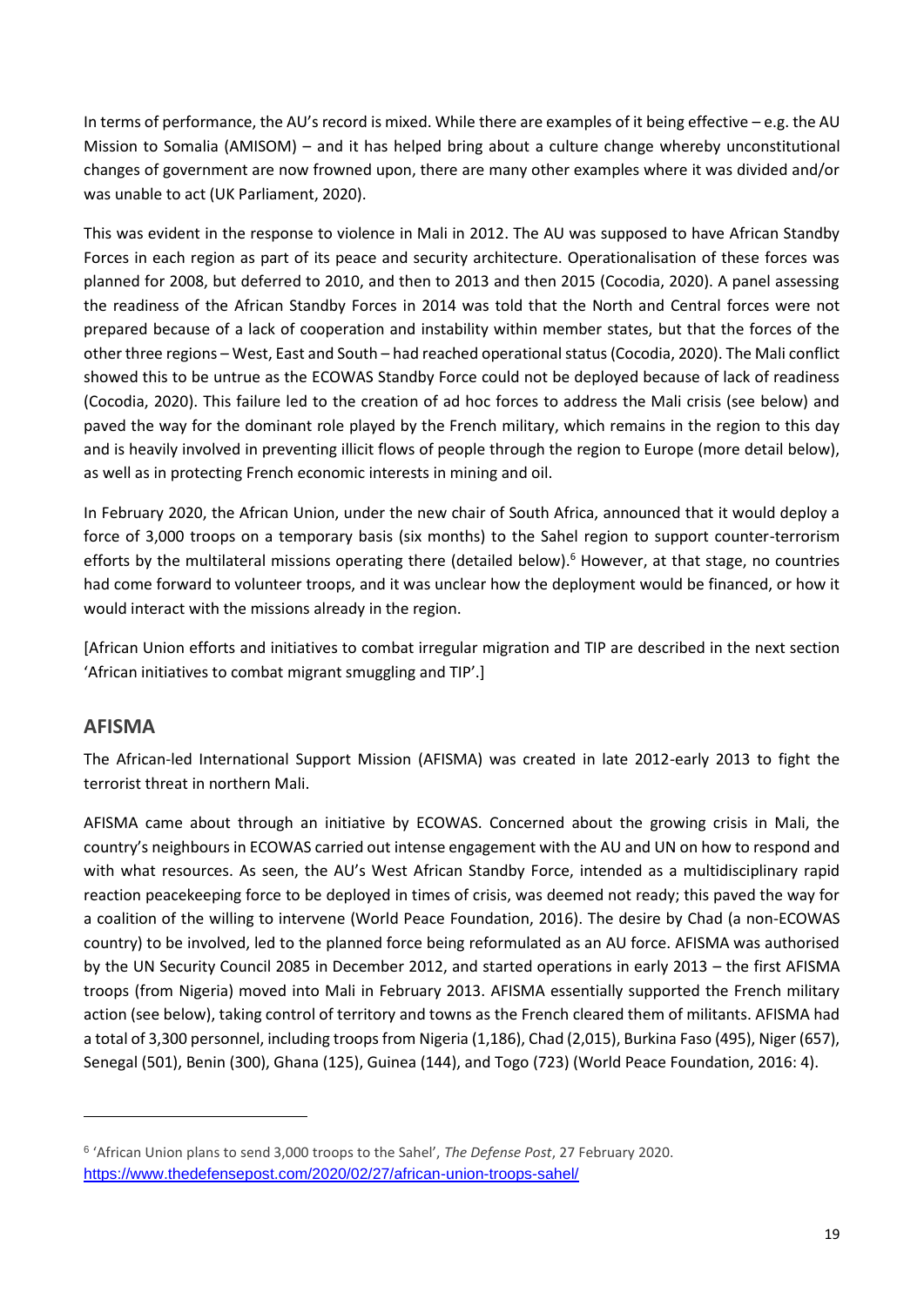In terms of performance, the AU's record is mixed. While there are examples of it being effective – e.g. the AU Mission to Somalia (AMISOM) – and it has helped bring about a culture change whereby unconstitutional changes of government are now frowned upon, there are many other examples where it was divided and/or was unable to act (UK Parliament, 2020).

This was evident in the response to violence in Mali in 2012. The AU was supposed to have African Standby Forces in each region as part of its peace and security architecture. Operationalisation of these forces was planned for 2008, but deferred to 2010, and then to 2013 and then 2015 (Cocodia, 2020). A panel assessing the readiness of the African Standby Forces in 2014 was told that the North and Central forces were not prepared because of a lack of cooperation and instability within member states, but that the forces of the other three regions – West, East and South – had reached operational status (Cocodia, 2020). The Mali conflict showed this to be untrue as the ECOWAS Standby Force could not be deployed because of lack of readiness (Cocodia, 2020). This failure led to the creation of ad hoc forces to address the Mali crisis (see below) and paved the way for the dominant role played by the French military, which remains in the region to this day and is heavily involved in preventing illicit flows of people through the region to Europe (more detail below), as well as in protecting French economic interests in mining and oil.

In February 2020, the African Union, under the new chair of South Africa, announced that it would deploy a force of 3,000 troops on a temporary basis (six months) to the Sahel region to support counter-terrorism efforts by the multilateral missions operating there (detailed below).[6] However, at that stage, no countries had come forward to volunteer troops, and it was unclear how the deployment would be financed, or how it would interact with the missions already in the region.

[African Union efforts and initiatives to combat irregular migration and TIP are described in the next section 'African initiatives to combat migrant smuggling and TIP'.]

## AFISMA

The African-led International Support Mission (AFISMA) was created in late 2012-early 2013 to fight the terrorist threat in northern Mali.

AFISMA came about through an initiative by ECOWAS. Concerned about the growing crisis in Mali, the country's neighbours in ECOWAS carried out intense engagement with the AU and UN on how to respond and with what resources. As seen, the AU's West African Standby Force, intended as a multidisciplinary rapid reaction peacekeeping force to be deployed in times of crisis, was deemed not ready; this paved the way for a coalition of the willing to intervene (World Peace Foundation, 2016). The desire by Chad (a non-ECOWAS country) to be involved, led to the planned force being reformulated as an AU force. AFISMA was authorised by the UN Security Council 2085 in December 2012, and started operations in early 2013 – the first AFISMA troops (from Nigeria) moved into Mali in February 2013. AFISMA essentially supported the French military action (see below), taking control of territory and towns as the French cleared them of militants. AFISMA had a total of 3,300 personnel, including troops from Nigeria (1,186), Chad (2,015), Burkina Faso (495), Niger (657), Senegal (501), Benin (300), Ghana (125), Guinea (144), and Togo (723) (World Peace Foundation, 2016: 4).

---

[6] 'African Union plans to send 3,000 troops to the Sahel', *The Defense Post*, 27 February 2020. https://www.thedefensepost.com/2020/02/27/african-union-troops-sahel/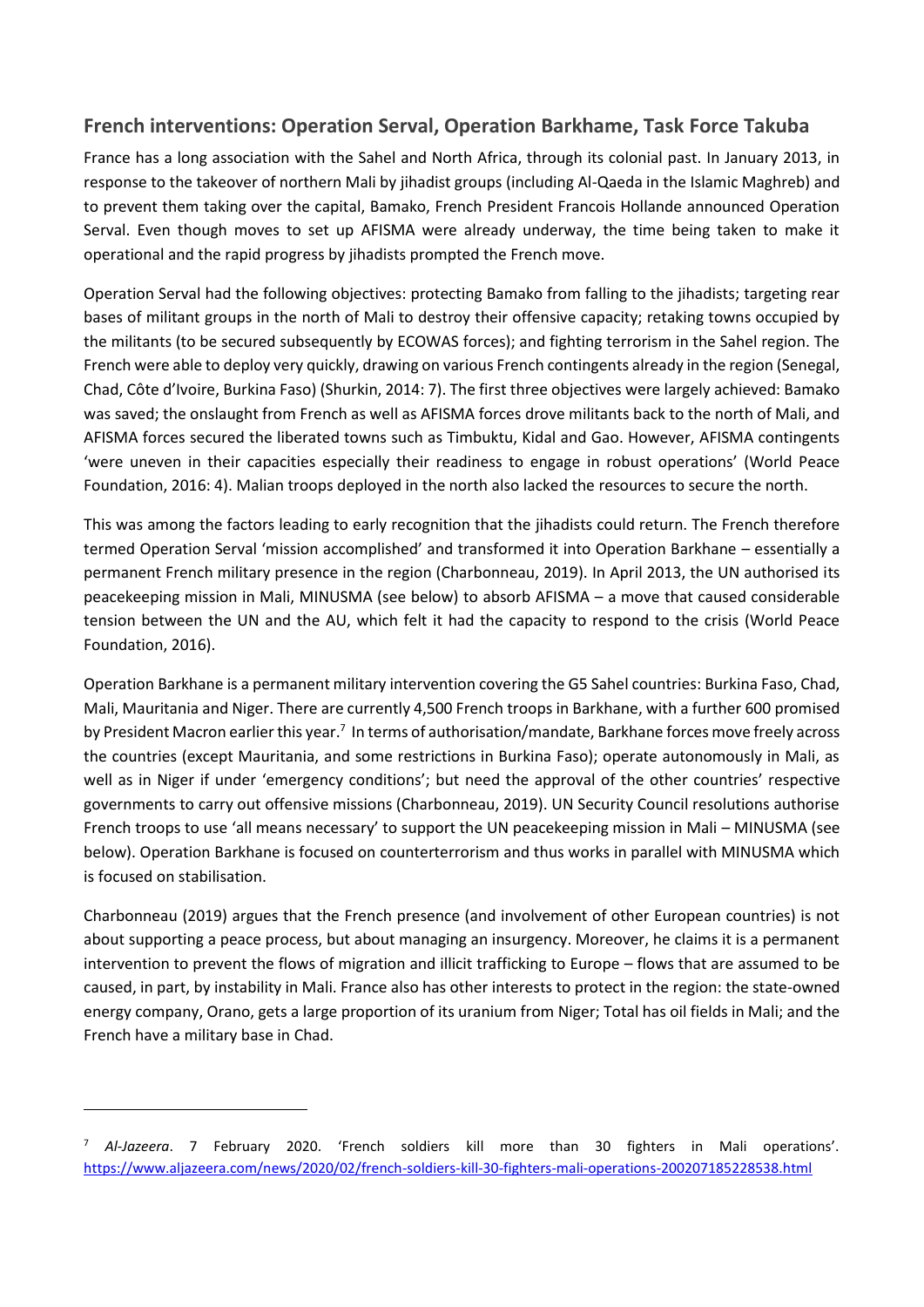## French interventions: Operation Serval, Operation Barkhame, Task Force Takuba

France has a long association with the Sahel and North Africa, through its colonial past. In January 2013, in response to the takeover of northern Mali by jihadist groups (including Al-Qaeda in the Islamic Maghreb) and to prevent them taking over the capital, Bamako, French President Francois Hollande announced Operation Serval. Even though moves to set up AFISMA were already underway, the time being taken to make it operational and the rapid progress by jihadists prompted the French move.

Operation Serval had the following objectives: protecting Bamako from falling to the jihadists; targeting rear bases of militant groups in the north of Mali to destroy their offensive capacity; retaking towns occupied by the militants (to be secured subsequently by ECOWAS forces); and fighting terrorism in the Sahel region. The French were able to deploy very quickly, drawing on various French contingents already in the region (Senegal, Chad, Côte d'Ivoire, Burkina Faso) (Shurkin, 2014: 7). The first three objectives were largely achieved: Bamako was saved; the onslaught from French as well as AFISMA forces drove militants back to the north of Mali, and AFISMA forces secured the liberated towns such as Timbuktu, Kidal and Gao. However, AFISMA contingents 'were uneven in their capacities especially their readiness to engage in robust operations' (World Peace Foundation, 2016: 4). Malian troops deployed in the north also lacked the resources to secure the north.

This was among the factors leading to early recognition that the jihadists could return. The French therefore termed Operation Serval 'mission accomplished' and transformed it into Operation Barkhane – essentially a permanent French military presence in the region (Charbonneau, 2019). In April 2013, the UN authorised its peacekeeping mission in Mali, MINUSMA (see below) to absorb AFISMA – a move that caused considerable tension between the UN and the AU, which felt it had the capacity to respond to the crisis (World Peace Foundation, 2016).

Operation Barkhane is a permanent military intervention covering the G5 Sahel countries: Burkina Faso, Chad, Mali, Mauritania and Niger. There are currently 4,500 French troops in Barkhane, with a further 600 promised by President Macron earlier this year.[7] In terms of authorisation/mandate, Barkhane forces move freely across the countries (except Mauritania, and some restrictions in Burkina Faso); operate autonomously in Mali, as well as in Niger if under 'emergency conditions'; but need the approval of the other countries' respective governments to carry out offensive missions (Charbonneau, 2019). UN Security Council resolutions authorise French troops to use 'all means necessary' to support the UN peacekeeping mission in Mali – MINUSMA (see below). Operation Barkhane is focused on counterterrorism and thus works in parallel with MINUSMA which is focused on stabilisation.

Charbonneau (2019) argues that the French presence (and involvement of other European countries) is not about supporting a peace process, but about managing an insurgency. Moreover, he claims it is a permanent intervention to prevent the flows of migration and illicit trafficking to Europe – flows that are assumed to be caused, in part, by instability in Mali. France also has other interests to protect in the region: the state-owned energy company, Orano, gets a large proportion of its uranium from Niger; Total has oil fields in Mali; and the French have a military base in Chad.

---

[7] *Al-Jazeera*. 7 February 2020. 'French soldiers kill more than 30 fighters in Mali operations'. https://www.aljazeera.com/news/2020/02/french-soldiers-kill-30-fighters-mali-operations-200207185228538.html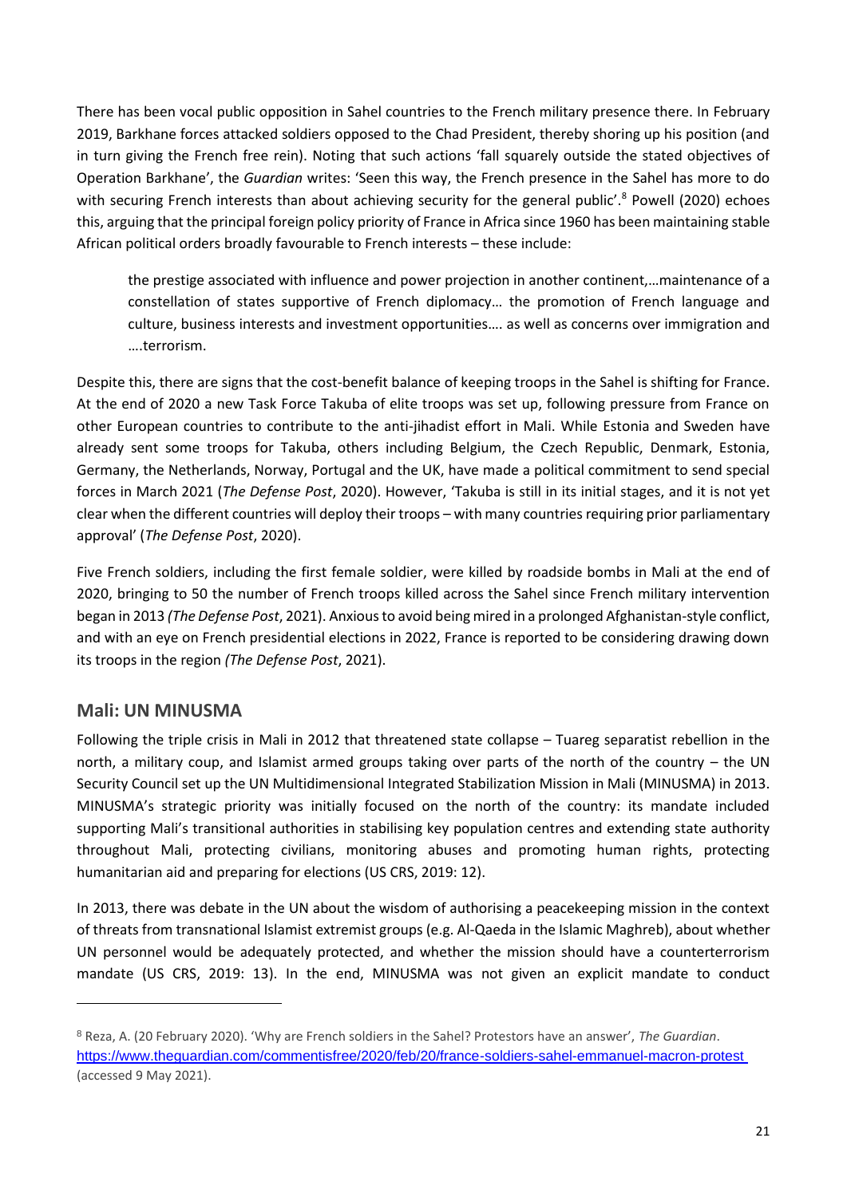There has been vocal public opposition in Sahel countries to the French military presence there. In February 2019, Barkhane forces attacked soldiers opposed to the Chad President, thereby shoring up his position (and in turn giving the French free rein). Noting that such actions 'fall squarely outside the stated objectives of Operation Barkhane', the *Guardian* writes: 'Seen this way, the French presence in the Sahel has more to do with securing French interests than about achieving security for the general public'.[8] Powell (2020) echoes this, arguing that the principal foreign policy priority of France in Africa since 1960 has been maintaining stable African political orders broadly favourable to French interests – these include:

> the prestige associated with influence and power projection in another continent,…maintenance of a constellation of states supportive of French diplomacy… the promotion of French language and culture, business interests and investment opportunities…. as well as concerns over immigration and ….terrorism.

Despite this, there are signs that the cost-benefit balance of keeping troops in the Sahel is shifting for France. At the end of 2020 a new Task Force Takuba of elite troops was set up, following pressure from France on other European countries to contribute to the anti-jihadist effort in Mali. While Estonia and Sweden have already sent some troops for Takuba, others including Belgium, the Czech Republic, Denmark, Estonia, Germany, the Netherlands, Norway, Portugal and the UK, have made a political commitment to send special forces in March 2021 (*The Defense Post*, 2020). However, 'Takuba is still in its initial stages, and it is not yet clear when the different countries will deploy their troops – with many countries requiring prior parliamentary approval' (*The Defense Post*, 2020).

Five French soldiers, including the first female soldier, were killed by roadside bombs in Mali at the end of 2020, bringing to 50 the number of French troops killed across the Sahel since French military intervention began in 2013 *(The Defense Post*, 2021). Anxious to avoid being mired in a prolonged Afghanistan-style conflict, and with an eye on French presidential elections in 2022, France is reported to be considering drawing down its troops in the region *(The Defense Post*, 2021).

## Mali: UN MINUSMA

Following the triple crisis in Mali in 2012 that threatened state collapse – Tuareg separatist rebellion in the north, a military coup, and Islamist armed groups taking over parts of the north of the country – the UN Security Council set up the UN Multidimensional Integrated Stabilization Mission in Mali (MINUSMA) in 2013. MINUSMA's strategic priority was initially focused on the north of the country: its mandate included supporting Mali's transitional authorities in stabilising key population centres and extending state authority throughout Mali, protecting civilians, monitoring abuses and promoting human rights, protecting humanitarian aid and preparing for elections (US CRS, 2019: 12).

In 2013, there was debate in the UN about the wisdom of authorising a peacekeeping mission in the context of threats from transnational Islamist extremist groups (e.g. Al-Qaeda in the Islamic Maghreb), about whether UN personnel would be adequately protected, and whether the mission should have a counterterrorism mandate (US CRS, 2019: 13). In the end, MINUSMA was not given an explicit mandate to conduct

---

[8] Reza, A. (20 February 2020). 'Why are French soldiers in the Sahel? Protestors have an answer', *The Guardian*. https://www.theguardian.com/commentisfree/2020/feb/20/france-soldiers-sahel-emmanuel-macron-protest (accessed 9 May 2021).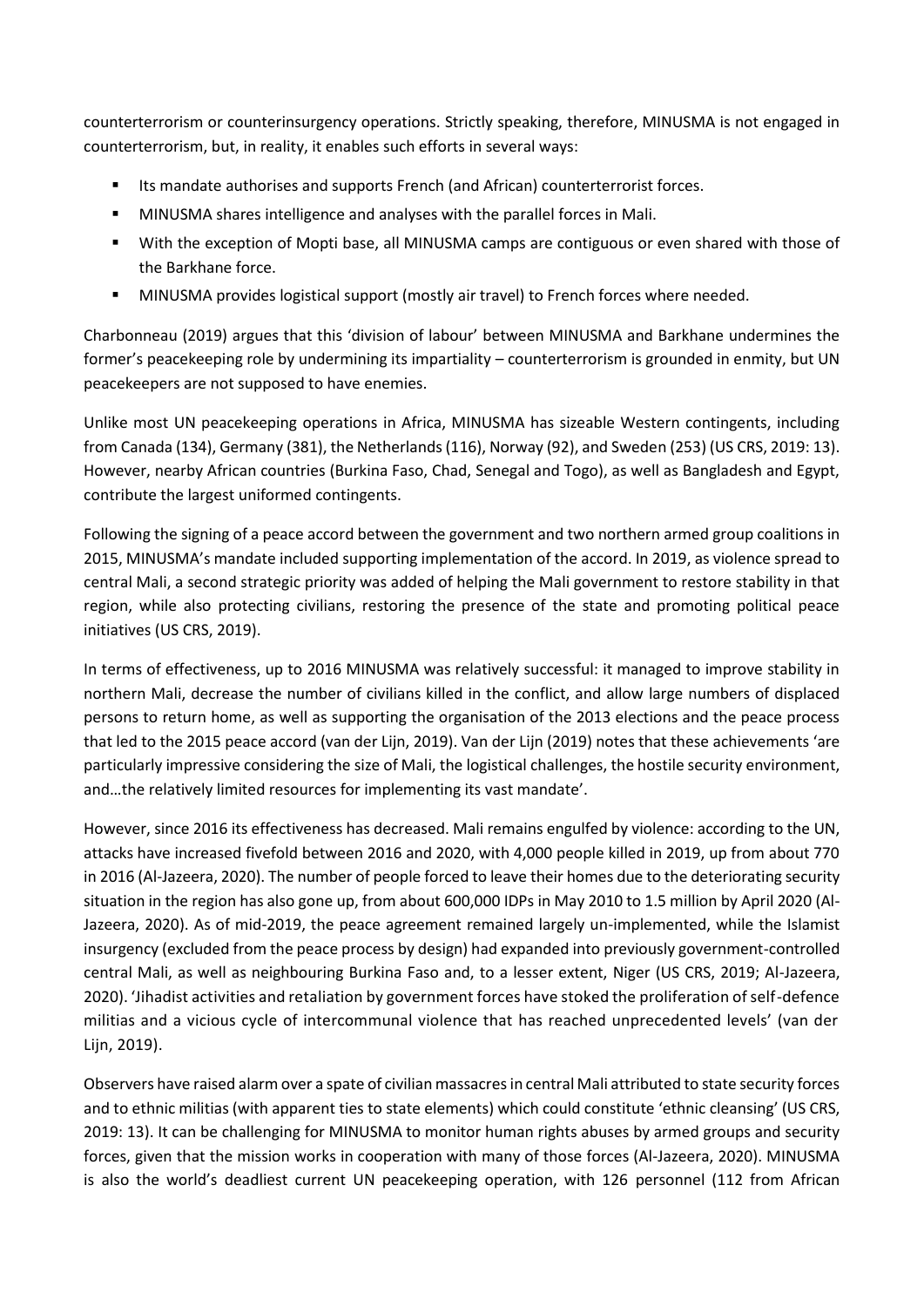counterterrorism or counterinsurgency operations. Strictly speaking, therefore, MINUSMA is not engaged in counterterrorism, but, in reality, it enables such efforts in several ways:

- Its mandate authorises and supports French (and African) counterterrorist forces.
- MINUSMA shares intelligence and analyses with the parallel forces in Mali.
- With the exception of Mopti base, all MINUSMA camps are contiguous or even shared with those of the Barkhane force.
- MINUSMA provides logistical support (mostly air travel) to French forces where needed.

Charbonneau (2019) argues that this 'division of labour' between MINUSMA and Barkhane undermines the former's peacekeeping role by undermining its impartiality – counterterrorism is grounded in enmity, but UN peacekeepers are not supposed to have enemies.

Unlike most UN peacekeeping operations in Africa, MINUSMA has sizeable Western contingents, including from Canada (134), Germany (381), the Netherlands (116), Norway (92), and Sweden (253) (US CRS, 2019: 13). However, nearby African countries (Burkina Faso, Chad, Senegal and Togo), as well as Bangladesh and Egypt, contribute the largest uniformed contingents.

Following the signing of a peace accord between the government and two northern armed group coalitions in 2015, MINUSMA's mandate included supporting implementation of the accord. In 2019, as violence spread to central Mali, a second strategic priority was added of helping the Mali government to restore stability in that region, while also protecting civilians, restoring the presence of the state and promoting political peace initiatives (US CRS, 2019).

In terms of effectiveness, up to 2016 MINUSMA was relatively successful: it managed to improve stability in northern Mali, decrease the number of civilians killed in the conflict, and allow large numbers of displaced persons to return home, as well as supporting the organisation of the 2013 elections and the peace process that led to the 2015 peace accord (van der Lijn, 2019). Van der Lijn (2019) notes that these achievements 'are particularly impressive considering the size of Mali, the logistical challenges, the hostile security environment, and…the relatively limited resources for implementing its vast mandate'.

However, since 2016 its effectiveness has decreased. Mali remains engulfed by violence: according to the UN, attacks have increased fivefold between 2016 and 2020, with 4,000 people killed in 2019, up from about 770 in 2016 (Al-Jazeera, 2020). The number of people forced to leave their homes due to the deteriorating security situation in the region has also gone up, from about 600,000 IDPs in May 2010 to 1.5 million by April 2020 (Al-Jazeera, 2020). As of mid-2019, the peace agreement remained largely un-implemented, while the Islamist insurgency (excluded from the peace process by design) had expanded into previously government-controlled central Mali, as well as neighbouring Burkina Faso and, to a lesser extent, Niger (US CRS, 2019; Al-Jazeera, 2020). 'Jihadist activities and retaliation by government forces have stoked the proliferation of self-defence militias and a vicious cycle of intercommunal violence that has reached unprecedented levels' (van der Lijn, 2019).

Observers have raised alarm over a spate of civilian massacres in central Mali attributed to state security forces and to ethnic militias (with apparent ties to state elements) which could constitute 'ethnic cleansing' (US CRS, 2019: 13). It can be challenging for MINUSMA to monitor human rights abuses by armed groups and security forces, given that the mission works in cooperation with many of those forces (Al-Jazeera, 2020). MINUSMA is also the world's deadliest current UN peacekeeping operation, with 126 personnel (112 from African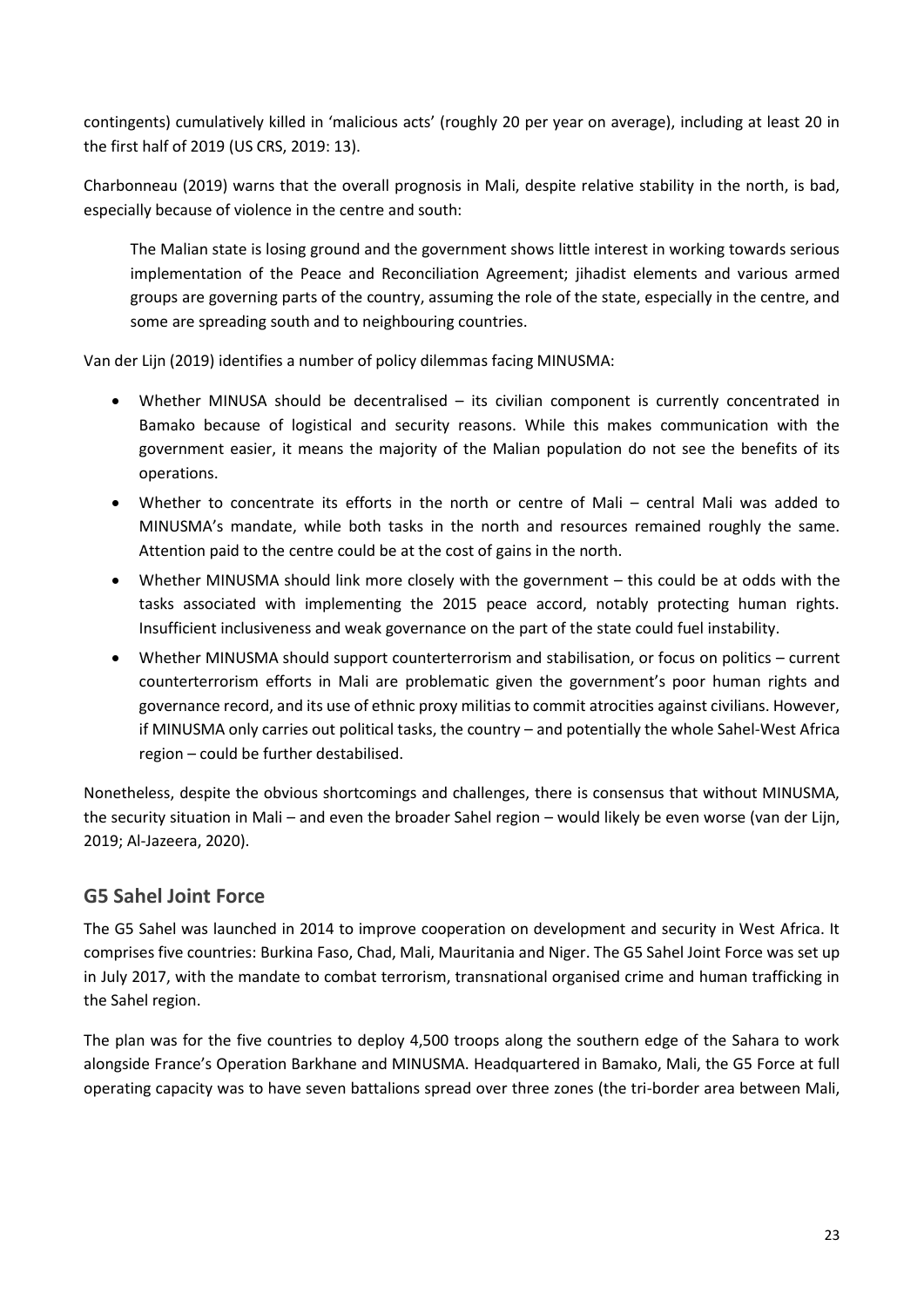contingents) cumulatively killed in 'malicious acts' (roughly 20 per year on average), including at least 20 in the first half of 2019 (US CRS, 2019: 13).

Charbonneau (2019) warns that the overall prognosis in Mali, despite relative stability in the north, is bad, especially because of violence in the centre and south:

> The Malian state is losing ground and the government shows little interest in working towards serious implementation of the Peace and Reconciliation Agreement; jihadist elements and various armed groups are governing parts of the country, assuming the role of the state, especially in the centre, and some are spreading south and to neighbouring countries.

Van der Lijn (2019) identifies a number of policy dilemmas facing MINUSMA:

- Whether MINUSA should be decentralised – its civilian component is currently concentrated in Bamako because of logistical and security reasons. While this makes communication with the government easier, it means the majority of the Malian population do not see the benefits of its operations.
- Whether to concentrate its efforts in the north or centre of Mali – central Mali was added to MINUSMA's mandate, while both tasks in the north and resources remained roughly the same. Attention paid to the centre could be at the cost of gains in the north.
- Whether MINUSMA should link more closely with the government – this could be at odds with the tasks associated with implementing the 2015 peace accord, notably protecting human rights. Insufficient inclusiveness and weak governance on the part of the state could fuel instability.
- Whether MINUSMA should support counterterrorism and stabilisation, or focus on politics – current counterterrorism efforts in Mali are problematic given the government's poor human rights and governance record, and its use of ethnic proxy militias to commit atrocities against civilians. However, if MINUSMA only carries out political tasks, the country – and potentially the whole Sahel-West Africa region – could be further destabilised.

Nonetheless, despite the obvious shortcomings and challenges, there is consensus that without MINUSMA, the security situation in Mali – and even the broader Sahel region – would likely be even worse (van der Lijn, 2019; Al-Jazeera, 2020).

## G5 Sahel Joint Force

The G5 Sahel was launched in 2014 to improve cooperation on development and security in West Africa. It comprises five countries: Burkina Faso, Chad, Mali, Mauritania and Niger. The G5 Sahel Joint Force was set up in July 2017, with the mandate to combat terrorism, transnational organised crime and human trafficking in the Sahel region.

The plan was for the five countries to deploy 4,500 troops along the southern edge of the Sahara to work alongside France's Operation Barkhane and MINUSMA. Headquartered in Bamako, Mali, the G5 Force at full operating capacity was to have seven battalions spread over three zones (the tri-border area between Mali,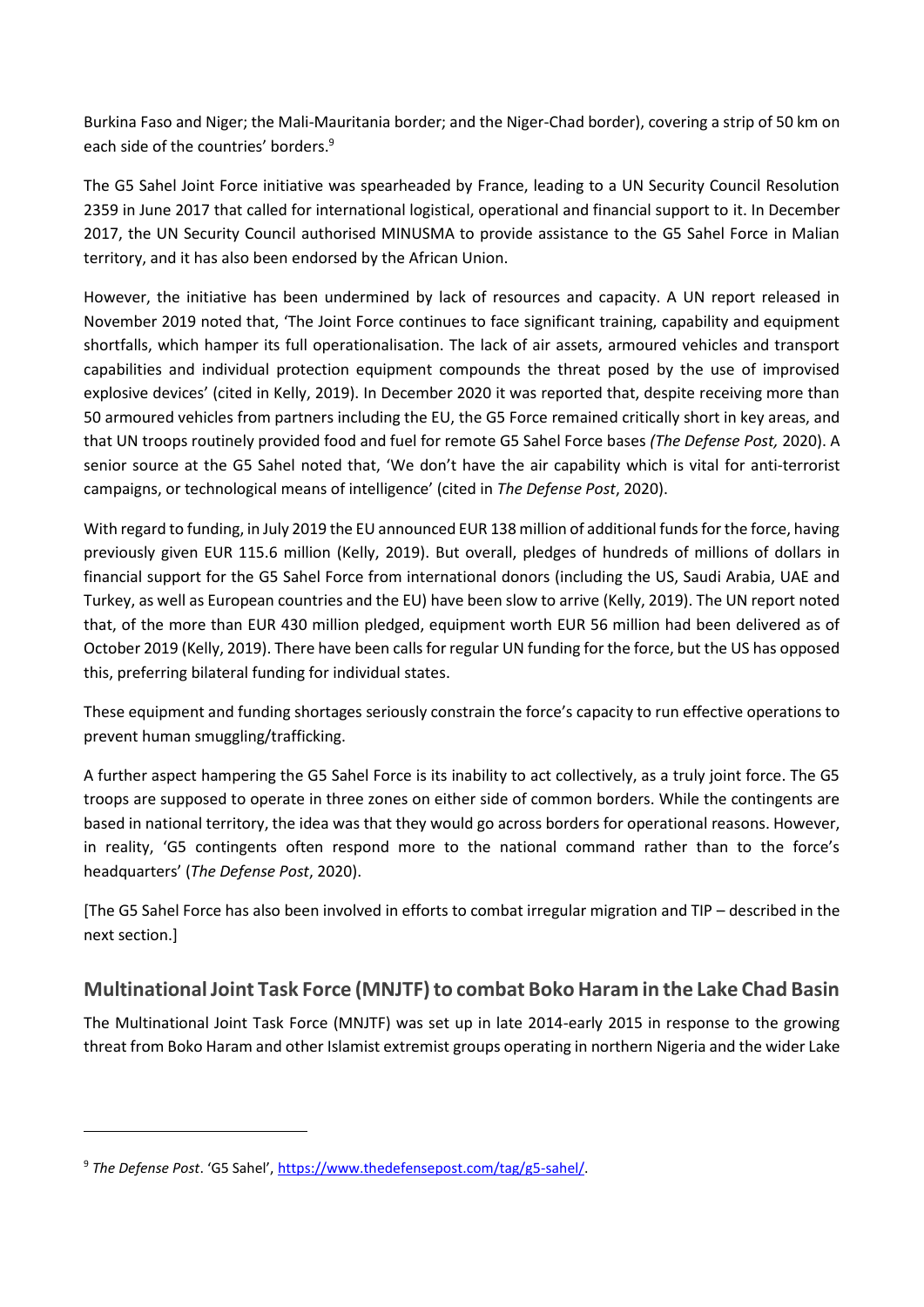Burkina Faso and Niger; the Mali-Mauritania border; and the Niger-Chad border), covering a strip of 50 km on each side of the countries' borders.[9]

The G5 Sahel Joint Force initiative was spearheaded by France, leading to a UN Security Council Resolution 2359 in June 2017 that called for international logistical, operational and financial support to it. In December 2017, the UN Security Council authorised MINUSMA to provide assistance to the G5 Sahel Force in Malian territory, and it has also been endorsed by the African Union.

However, the initiative has been undermined by lack of resources and capacity. A UN report released in November 2019 noted that, 'The Joint Force continues to face significant training, capability and equipment shortfalls, which hamper its full operationalisation. The lack of air assets, armoured vehicles and transport capabilities and individual protection equipment compounds the threat posed by the use of improvised explosive devices' (cited in Kelly, 2019). In December 2020 it was reported that, despite receiving more than 50 armoured vehicles from partners including the EU, the G5 Force remained critically short in key areas, and that UN troops routinely provided food and fuel for remote G5 Sahel Force bases *(The Defense Post,* 2020). A senior source at the G5 Sahel noted that, 'We don't have the air capability which is vital for anti-terrorist campaigns, or technological means of intelligence' (cited in *The Defense Post*, 2020).

With regard to funding, in July 2019 the EU announced EUR 138 million of additional funds for the force, having previously given EUR 115.6 million (Kelly, 2019). But overall, pledges of hundreds of millions of dollars in financial support for the G5 Sahel Force from international donors (including the US, Saudi Arabia, UAE and Turkey, as well as European countries and the EU) have been slow to arrive (Kelly, 2019). The UN report noted that, of the more than EUR 430 million pledged, equipment worth EUR 56 million had been delivered as of October 2019 (Kelly, 2019). There have been calls for regular UN funding for the force, but the US has opposed this, preferring bilateral funding for individual states.

These equipment and funding shortages seriously constrain the force's capacity to run effective operations to prevent human smuggling/trafficking.

A further aspect hampering the G5 Sahel Force is its inability to act collectively, as a truly joint force. The G5 troops are supposed to operate in three zones on either side of common borders. While the contingents are based in national territory, the idea was that they would go across borders for operational reasons. However, in reality, 'G5 contingents often respond more to the national command rather than to the force's headquarters' (*The Defense Post*, 2020).

[The G5 Sahel Force has also been involved in efforts to combat irregular migration and TIP – described in the next section.]

## Multinational Joint Task Force (MNJTF) to combat Boko Haram in the Lake Chad Basin

The Multinational Joint Task Force (MNJTF) was set up in late 2014-early 2015 in response to the growing threat from Boko Haram and other Islamist extremist groups operating in northern Nigeria and the wider Lake

---

[9] *The Defense Post*. 'G5 Sahel', https://www.thedefensepost.com/tag/g5-sahel/.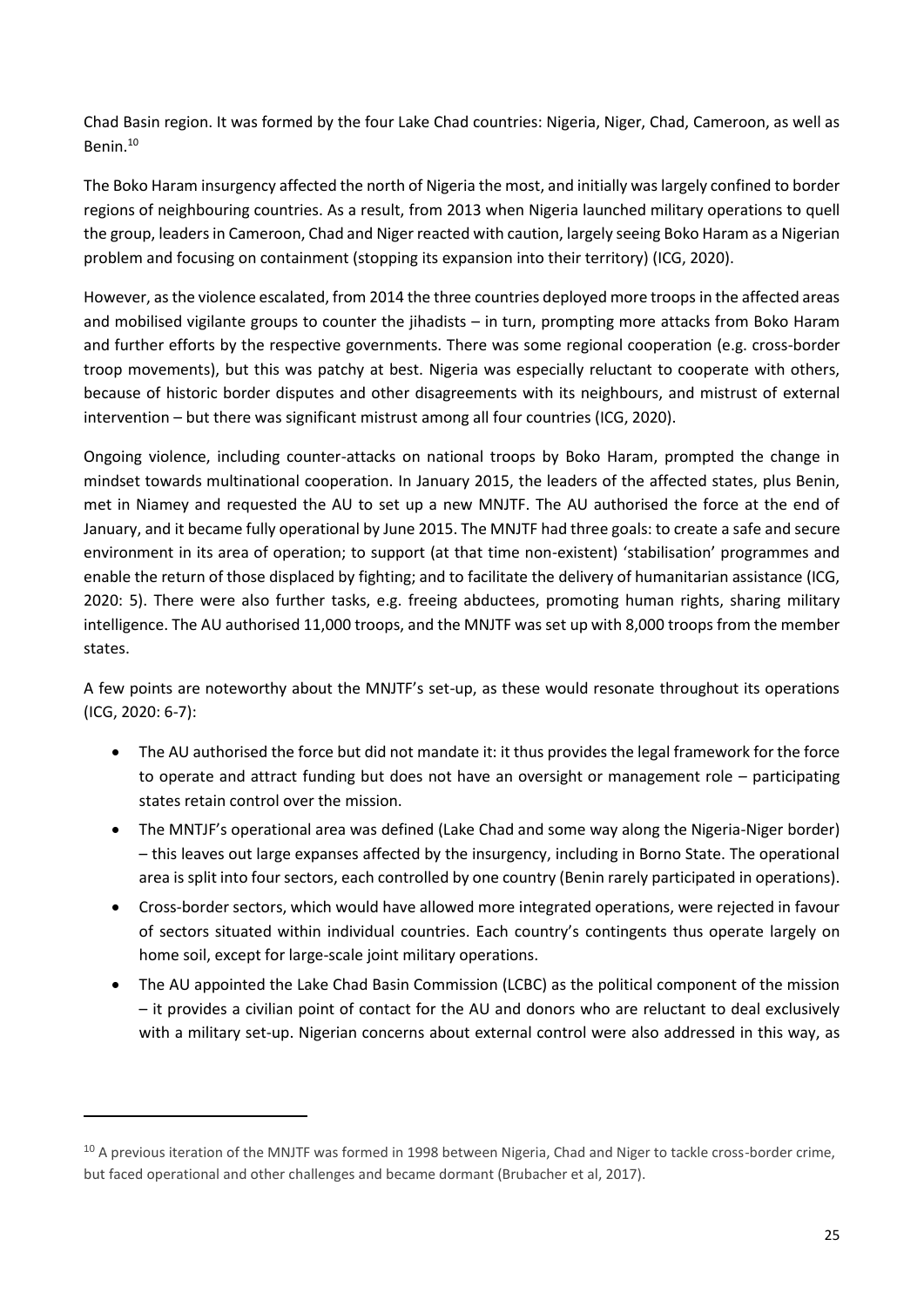Chad Basin region. It was formed by the four Lake Chad countries: Nigeria, Niger, Chad, Cameroon, as well as Benin.[10]

The Boko Haram insurgency affected the north of Nigeria the most, and initially was largely confined to border regions of neighbouring countries. As a result, from 2013 when Nigeria launched military operations to quell the group, leaders in Cameroon, Chad and Niger reacted with caution, largely seeing Boko Haram as a Nigerian problem and focusing on containment (stopping its expansion into their territory) (ICG, 2020).

However, as the violence escalated, from 2014 the three countries deployed more troops in the affected areas and mobilised vigilante groups to counter the jihadists – in turn, prompting more attacks from Boko Haram and further efforts by the respective governments. There was some regional cooperation (e.g. cross-border troop movements), but this was patchy at best. Nigeria was especially reluctant to cooperate with others, because of historic border disputes and other disagreements with its neighbours, and mistrust of external intervention – but there was significant mistrust among all four countries (ICG, 2020).

Ongoing violence, including counter-attacks on national troops by Boko Haram, prompted the change in mindset towards multinational cooperation. In January 2015, the leaders of the affected states, plus Benin, met in Niamey and requested the AU to set up a new MNJTF. The AU authorised the force at the end of January, and it became fully operational by June 2015. The MNJTF had three goals: to create a safe and secure environment in its area of operation; to support (at that time non-existent) 'stabilisation' programmes and enable the return of those displaced by fighting; and to facilitate the delivery of humanitarian assistance (ICG, 2020: 5). There were also further tasks, e.g. freeing abductees, promoting human rights, sharing military intelligence. The AU authorised 11,000 troops, and the MNJTF was set up with 8,000 troops from the member states.

A few points are noteworthy about the MNJTF's set-up, as these would resonate throughout its operations (ICG, 2020: 6-7):

- The AU authorised the force but did not mandate it: it thus provides the legal framework for the force to operate and attract funding but does not have an oversight or management role – participating states retain control over the mission.
- The MNTJF's operational area was defined (Lake Chad and some way along the Nigeria-Niger border) – this leaves out large expanses affected by the insurgency, including in Borno State. The operational area is split into four sectors, each controlled by one country (Benin rarely participated in operations).
- Cross-border sectors, which would have allowed more integrated operations, were rejected in favour of sectors situated within individual countries. Each country's contingents thus operate largely on home soil, except for large-scale joint military operations.
- The AU appointed the Lake Chad Basin Commission (LCBC) as the political component of the mission – it provides a civilian point of contact for the AU and donors who are reluctant to deal exclusively with a military set-up. Nigerian concerns about external control were also addressed in this way, as

[10] A previous iteration of the MNJTF was formed in 1998 between Nigeria, Chad and Niger to tackle cross-border crime, but faced operational and other challenges and became dormant (Brubacher et al, 2017).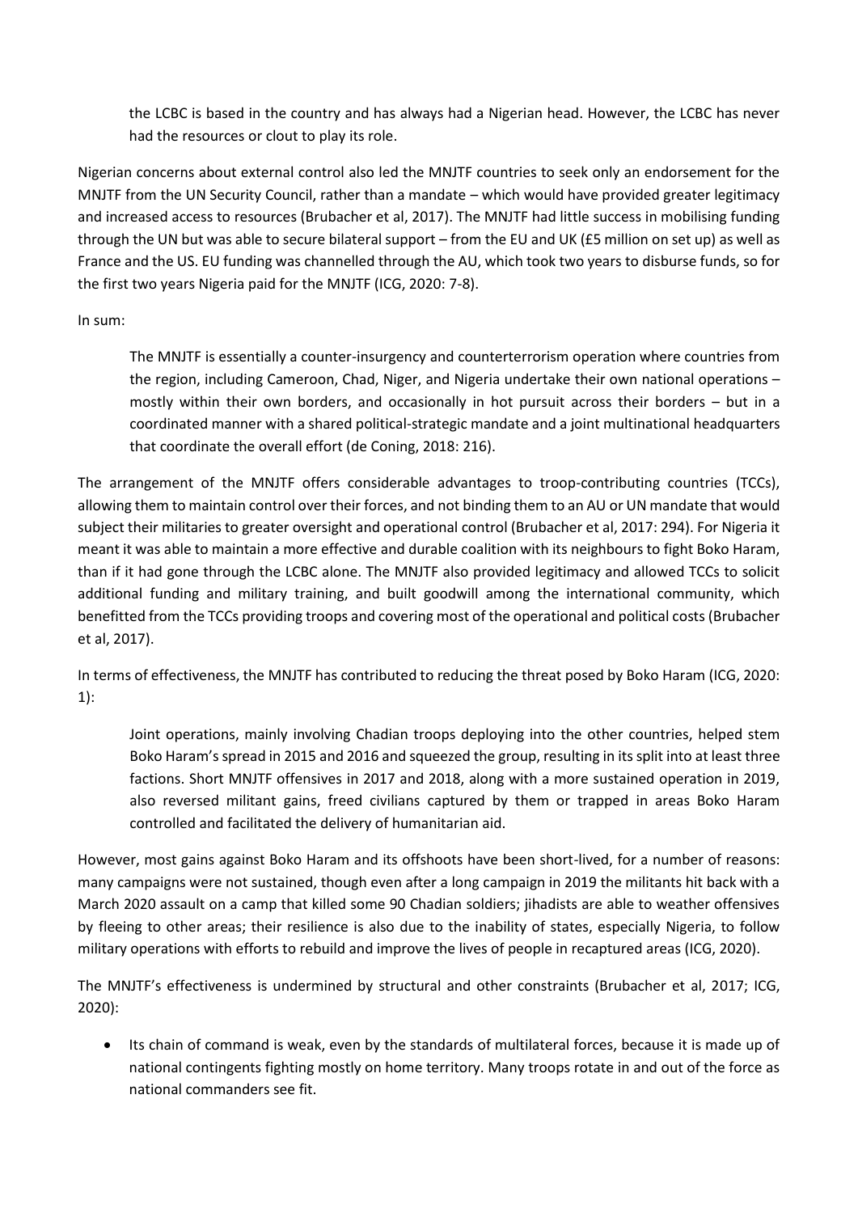the LCBC is based in the country and has always had a Nigerian head. However, the LCBC has never had the resources or clout to play its role.

Nigerian concerns about external control also led the MNJTF countries to seek only an endorsement for the MNJTF from the UN Security Council, rather than a mandate – which would have provided greater legitimacy and increased access to resources (Brubacher et al, 2017). The MNJTF had little success in mobilising funding through the UN but was able to secure bilateral support – from the EU and UK (£5 million on set up) as well as France and the US. EU funding was channelled through the AU, which took two years to disburse funds, so for the first two years Nigeria paid for the MNJTF (ICG, 2020: 7-8).

In sum:

> The MNJTF is essentially a counter-insurgency and counterterrorism operation where countries from the region, including Cameroon, Chad, Niger, and Nigeria undertake their own national operations – mostly within their own borders, and occasionally in hot pursuit across their borders – but in a coordinated manner with a shared political-strategic mandate and a joint multinational headquarters that coordinate the overall effort (de Coning, 2018: 216).

The arrangement of the MNJTF offers considerable advantages to troop-contributing countries (TCCs), allowing them to maintain control over their forces, and not binding them to an AU or UN mandate that would subject their militaries to greater oversight and operational control (Brubacher et al, 2017: 294). For Nigeria it meant it was able to maintain a more effective and durable coalition with its neighbours to fight Boko Haram, than if it had gone through the LCBC alone. The MNJTF also provided legitimacy and allowed TCCs to solicit additional funding and military training, and built goodwill among the international community, which benefitted from the TCCs providing troops and covering most of the operational and political costs (Brubacher et al, 2017).

In terms of effectiveness, the MNJTF has contributed to reducing the threat posed by Boko Haram (ICG, 2020: 1):

> Joint operations, mainly involving Chadian troops deploying into the other countries, helped stem Boko Haram's spread in 2015 and 2016 and squeezed the group, resulting in its split into at least three factions. Short MNJTF offensives in 2017 and 2018, along with a more sustained operation in 2019, also reversed militant gains, freed civilians captured by them or trapped in areas Boko Haram controlled and facilitated the delivery of humanitarian aid.

However, most gains against Boko Haram and its offshoots have been short-lived, for a number of reasons: many campaigns were not sustained, though even after a long campaign in 2019 the militants hit back with a March 2020 assault on a camp that killed some 90 Chadian soldiers; jihadists are able to weather offensives by fleeing to other areas; their resilience is also due to the inability of states, especially Nigeria, to follow military operations with efforts to rebuild and improve the lives of people in recaptured areas (ICG, 2020).

The MNJTF's effectiveness is undermined by structural and other constraints (Brubacher et al, 2017; ICG, 2020):

- Its chain of command is weak, even by the standards of multilateral forces, because it is made up of national contingents fighting mostly on home territory. Many troops rotate in and out of the force as national commanders see fit.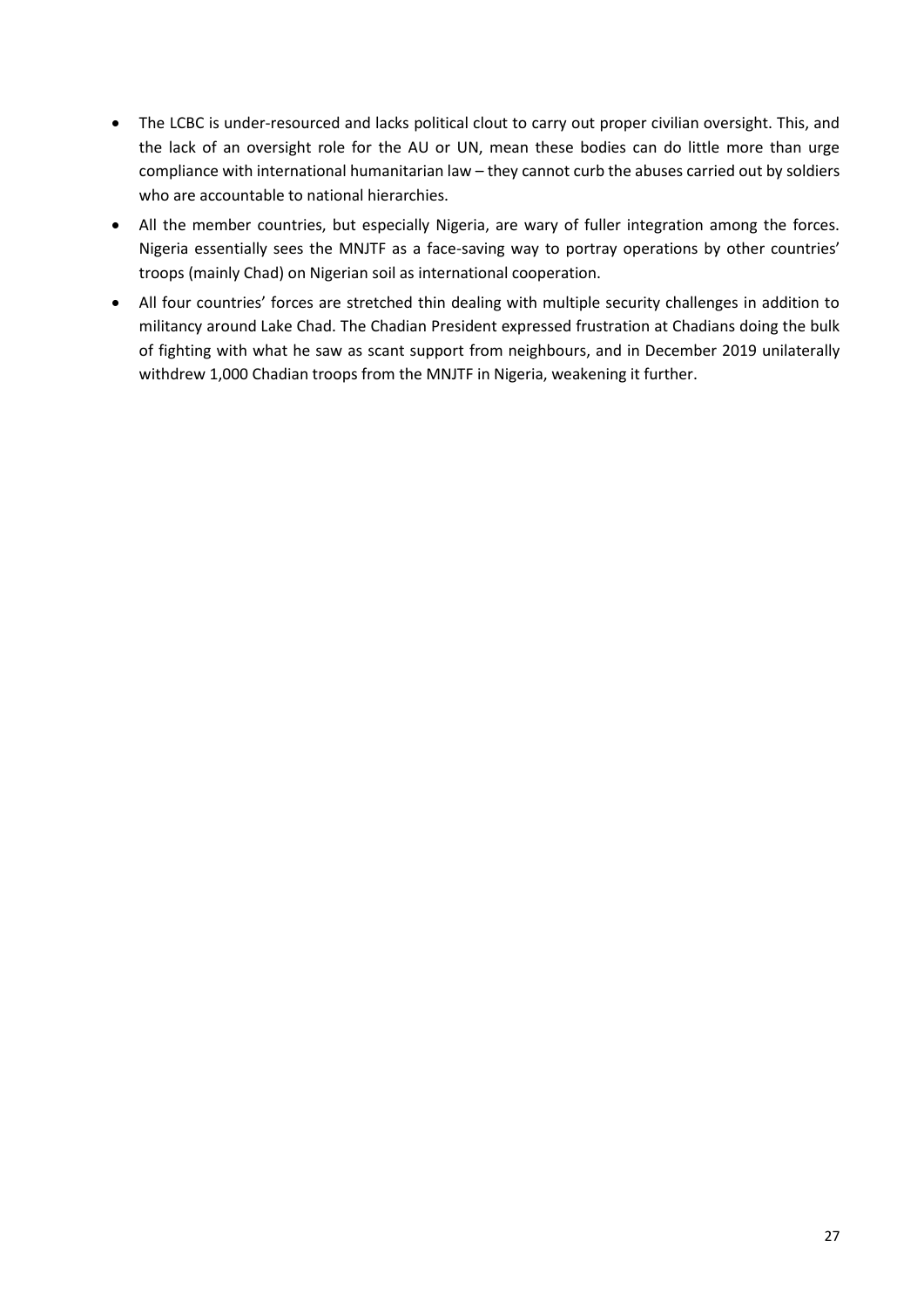- The LCBC is under-resourced and lacks political clout to carry out proper civilian oversight. This, and the lack of an oversight role for the AU or UN, mean these bodies can do little more than urge compliance with international humanitarian law – they cannot curb the abuses carried out by soldiers who are accountable to national hierarchies.
- All the member countries, but especially Nigeria, are wary of fuller integration among the forces. Nigeria essentially sees the MNJTF as a face-saving way to portray operations by other countries' troops (mainly Chad) on Nigerian soil as international cooperation.
- All four countries' forces are stretched thin dealing with multiple security challenges in addition to militancy around Lake Chad. The Chadian President expressed frustration at Chadians doing the bulk of fighting with what he saw as scant support from neighbours, and in December 2019 unilaterally withdrew 1,000 Chadian troops from the MNJTF in Nigeria, weakening it further.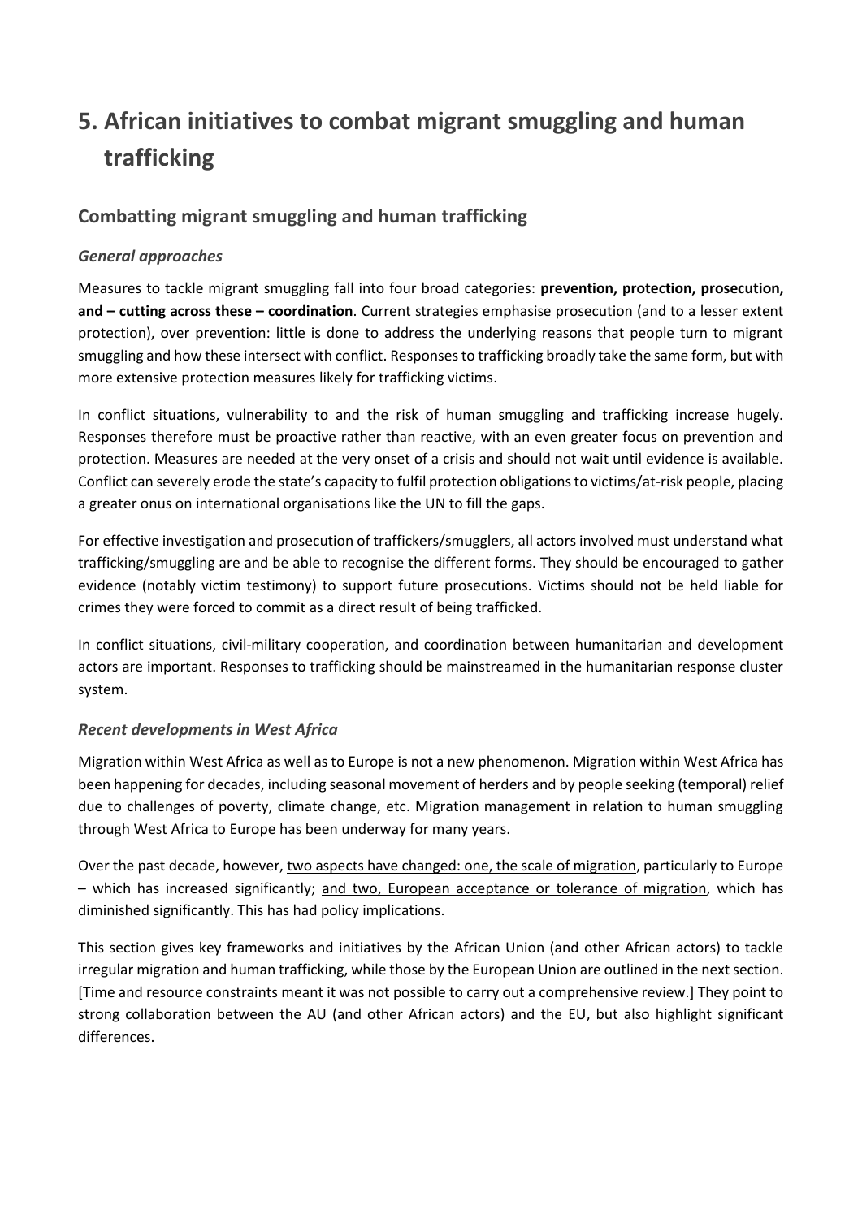# 5. African initiatives to combat migrant smuggling and human trafficking

## Combatting migrant smuggling and human trafficking

### *General approaches*

Measures to tackle migrant smuggling fall into four broad categories: **prevention, protection, prosecution, and – cutting across these – coordination**. Current strategies emphasise prosecution (and to a lesser extent protection), over prevention: little is done to address the underlying reasons that people turn to migrant smuggling and how these intersect with conflict. Responses to trafficking broadly take the same form, but with more extensive protection measures likely for trafficking victims.

In conflict situations, vulnerability to and the risk of human smuggling and trafficking increase hugely. Responses therefore must be proactive rather than reactive, with an even greater focus on prevention and protection. Measures are needed at the very onset of a crisis and should not wait until evidence is available. Conflict can severely erode the state's capacity to fulfil protection obligations to victims/at-risk people, placing a greater onus on international organisations like the UN to fill the gaps.

For effective investigation and prosecution of traffickers/smugglers, all actors involved must understand what trafficking/smuggling are and be able to recognise the different forms. They should be encouraged to gather evidence (notably victim testimony) to support future prosecutions. Victims should not be held liable for crimes they were forced to commit as a direct result of being trafficked.

In conflict situations, civil-military cooperation, and coordination between humanitarian and development actors are important. Responses to trafficking should be mainstreamed in the humanitarian response cluster system.

### *Recent developments in West Africa*

Migration within West Africa as well as to Europe is not a new phenomenon. Migration within West Africa has been happening for decades, including seasonal movement of herders and by people seeking (temporal) relief due to challenges of poverty, climate change, etc. Migration management in relation to human smuggling through West Africa to Europe has been underway for many years.

Over the past decade, however, two aspects have changed: one, the scale of migration, particularly to Europe – which has increased significantly; and two, European acceptance or tolerance of migration, which has diminished significantly. This has had policy implications.

This section gives key frameworks and initiatives by the African Union (and other African actors) to tackle irregular migration and human trafficking, while those by the European Union are outlined in the next section. [Time and resource constraints meant it was not possible to carry out a comprehensive review.] They point to strong collaboration between the AU (and other African actors) and the EU, but also highlight significant differences.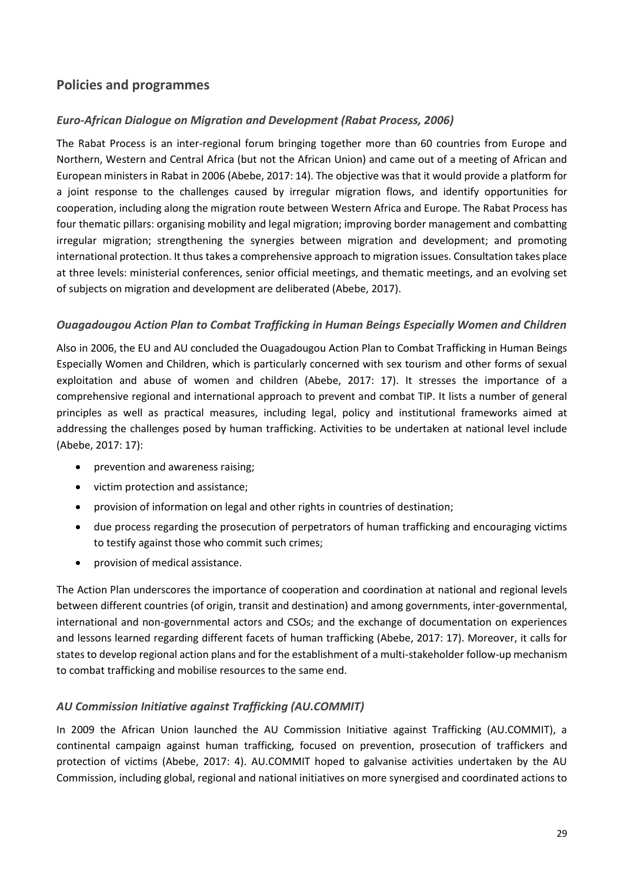## Policies and programmes

### *Euro-African Dialogue on Migration and Development (Rabat Process, 2006)*

The Rabat Process is an inter-regional forum bringing together more than 60 countries from Europe and Northern, Western and Central Africa (but not the African Union) and came out of a meeting of African and European ministers in Rabat in 2006 (Abebe, 2017: 14). The objective was that it would provide a platform for a joint response to the challenges caused by irregular migration flows, and identify opportunities for cooperation, including along the migration route between Western Africa and Europe. The Rabat Process has four thematic pillars: organising mobility and legal migration; improving border management and combatting irregular migration; strengthening the synergies between migration and development; and promoting international protection. It thus takes a comprehensive approach to migration issues. Consultation takes place at three levels: ministerial conferences, senior official meetings, and thematic meetings, and an evolving set of subjects on migration and development are deliberated (Abebe, 2017).

### *Ouagadougou Action Plan to Combat Trafficking in Human Beings Especially Women and Children*

Also in 2006, the EU and AU concluded the Ouagadougou Action Plan to Combat Trafficking in Human Beings Especially Women and Children, which is particularly concerned with sex tourism and other forms of sexual exploitation and abuse of women and children (Abebe, 2017: 17). It stresses the importance of a comprehensive regional and international approach to prevent and combat TIP. It lists a number of general principles as well as practical measures, including legal, policy and institutional frameworks aimed at addressing the challenges posed by human trafficking. Activities to be undertaken at national level include (Abebe, 2017: 17):

- prevention and awareness raising;
- victim protection and assistance;
- provision of information on legal and other rights in countries of destination;
- due process regarding the prosecution of perpetrators of human trafficking and encouraging victims to testify against those who commit such crimes;
- provision of medical assistance.

The Action Plan underscores the importance of cooperation and coordination at national and regional levels between different countries (of origin, transit and destination) and among governments, inter-governmental, international and non-governmental actors and CSOs; and the exchange of documentation on experiences and lessons learned regarding different facets of human trafficking (Abebe, 2017: 17). Moreover, it calls for states to develop regional action plans and for the establishment of a multi-stakeholder follow-up mechanism to combat trafficking and mobilise resources to the same end.

### *AU Commission Initiative against Trafficking (AU.COMMIT)*

In 2009 the African Union launched the AU Commission Initiative against Trafficking (AU.COMMIT), a continental campaign against human trafficking, focused on prevention, prosecution of traffickers and protection of victims (Abebe, 2017: 4). AU.COMMIT hoped to galvanise activities undertaken by the AU Commission, including global, regional and national initiatives on more synergised and coordinated actions to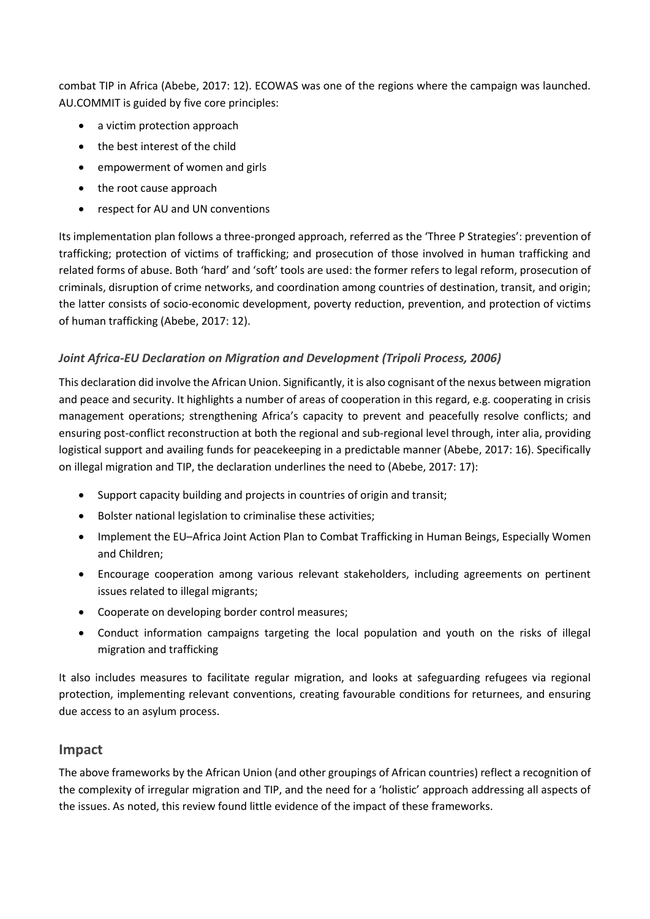combat TIP in Africa (Abebe, 2017: 12). ECOWAS was one of the regions where the campaign was launched. AU.COMMIT is guided by five core principles:

- a victim protection approach
- the best interest of the child
- empowerment of women and girls
- the root cause approach
- respect for AU and UN conventions

Its implementation plan follows a three-pronged approach, referred as the 'Three P Strategies': prevention of trafficking; protection of victims of trafficking; and prosecution of those involved in human trafficking and related forms of abuse. Both 'hard' and 'soft' tools are used: the former refers to legal reform, prosecution of criminals, disruption of crime networks, and coordination among countries of destination, transit, and origin; the latter consists of socio-economic development, poverty reduction, prevention, and protection of victims of human trafficking (Abebe, 2017: 12).

### *Joint Africa-EU Declaration on Migration and Development (Tripoli Process, 2006)*

This declaration did involve the African Union. Significantly, it is also cognisant of the nexus between migration and peace and security. It highlights a number of areas of cooperation in this regard, e.g. cooperating in crisis management operations; strengthening Africa's capacity to prevent and peacefully resolve conflicts; and ensuring post-conflict reconstruction at both the regional and sub-regional level through, inter alia, providing logistical support and availing funds for peacekeeping in a predictable manner (Abebe, 2017: 16). Specifically on illegal migration and TIP, the declaration underlines the need to (Abebe, 2017: 17):

- Support capacity building and projects in countries of origin and transit;
- Bolster national legislation to criminalise these activities;
- Implement the EU–Africa Joint Action Plan to Combat Trafficking in Human Beings, Especially Women and Children;
- Encourage cooperation among various relevant stakeholders, including agreements on pertinent issues related to illegal migrants;
- Cooperate on developing border control measures;
- Conduct information campaigns targeting the local population and youth on the risks of illegal migration and trafficking

It also includes measures to facilitate regular migration, and looks at safeguarding refugees via regional protection, implementing relevant conventions, creating favourable conditions for returnees, and ensuring due access to an asylum process.

## Impact

The above frameworks by the African Union (and other groupings of African countries) reflect a recognition of the complexity of irregular migration and TIP, and the need for a 'holistic' approach addressing all aspects of the issues. As noted, this review found little evidence of the impact of these frameworks.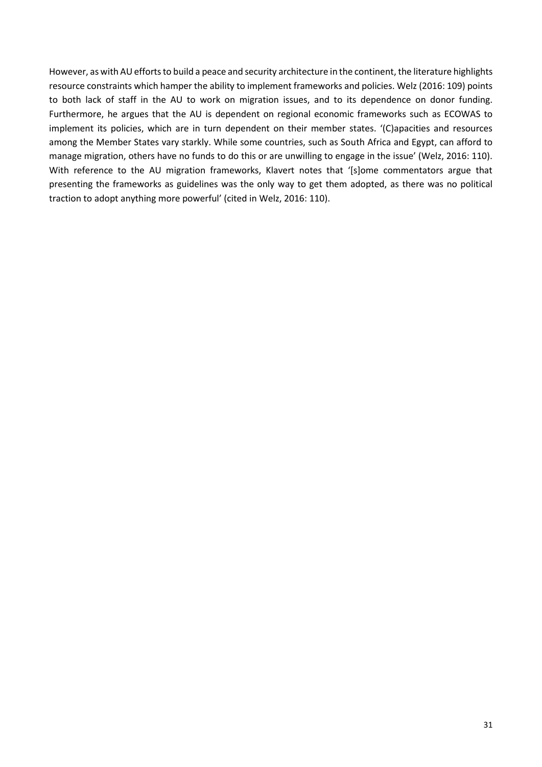However, as with AU efforts to build a peace and security architecture in the continent, the literature highlights resource constraints which hamper the ability to implement frameworks and policies. Welz (2016: 109) points to both lack of staff in the AU to work on migration issues, and to its dependence on donor funding. Furthermore, he argues that the AU is dependent on regional economic frameworks such as ECOWAS to implement its policies, which are in turn dependent on their member states. '(C)apacities and resources among the Member States vary starkly. While some countries, such as South Africa and Egypt, can afford to manage migration, others have no funds to do this or are unwilling to engage in the issue' (Welz, 2016: 110). With reference to the AU migration frameworks, Klavert notes that '[s]ome commentators argue that presenting the frameworks as guidelines was the only way to get them adopted, as there was no political traction to adopt anything more powerful' (cited in Welz, 2016: 110).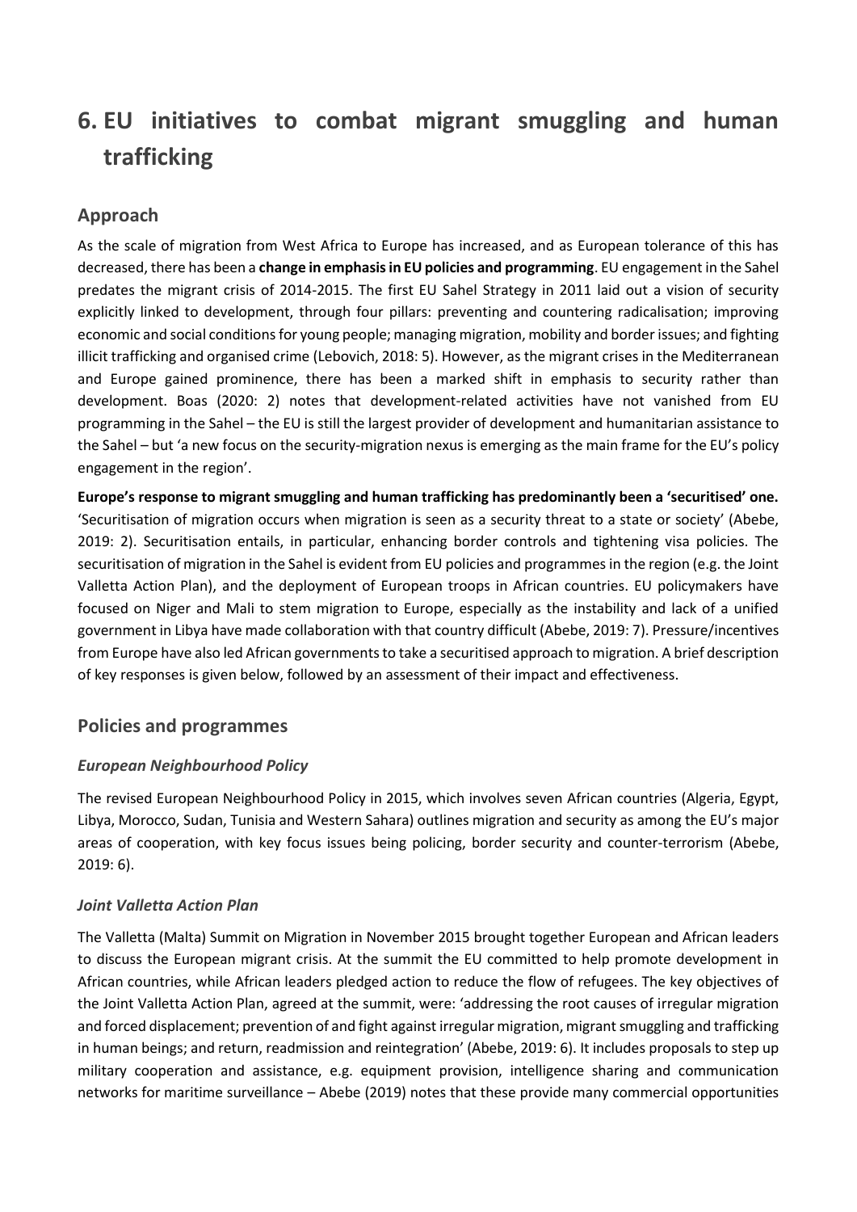# 6. EU initiatives to combat migrant smuggling and human trafficking

## Approach

As the scale of migration from West Africa to Europe has increased, and as European tolerance of this has decreased, there has been a **change in emphasis in EU policies and programming**. EU engagement in the Sahel predates the migrant crisis of 2014-2015. The first EU Sahel Strategy in 2011 laid out a vision of security explicitly linked to development, through four pillars: preventing and countering radicalisation; improving economic and social conditions for young people; managing migration, mobility and border issues; and fighting illicit trafficking and organised crime (Lebovich, 2018: 5). However, as the migrant crises in the Mediterranean and Europe gained prominence, there has been a marked shift in emphasis to security rather than development. Boas (2020: 2) notes that development-related activities have not vanished from EU programming in the Sahel – the EU is still the largest provider of development and humanitarian assistance to the Sahel – but 'a new focus on the security-migration nexus is emerging as the main frame for the EU's policy engagement in the region'.

**Europe's response to migrant smuggling and human trafficking has predominantly been a 'securitised' one.** 'Securitisation of migration occurs when migration is seen as a security threat to a state or society' (Abebe, 2019: 2). Securitisation entails, in particular, enhancing border controls and tightening visa policies. The securitisation of migration in the Sahel is evident from EU policies and programmes in the region (e.g. the Joint Valletta Action Plan), and the deployment of European troops in African countries. EU policymakers have focused on Niger and Mali to stem migration to Europe, especially as the instability and lack of a unified government in Libya have made collaboration with that country difficult (Abebe, 2019: 7). Pressure/incentives from Europe have also led African governments to take a securitised approach to migration. A brief description of key responses is given below, followed by an assessment of their impact and effectiveness.

## Policies and programmes

### *European Neighbourhood Policy*

The revised European Neighbourhood Policy in 2015, which involves seven African countries (Algeria, Egypt, Libya, Morocco, Sudan, Tunisia and Western Sahara) outlines migration and security as among the EU's major areas of cooperation, with key focus issues being policing, border security and counter-terrorism (Abebe, 2019: 6).

### *Joint Valletta Action Plan*

The Valletta (Malta) Summit on Migration in November 2015 brought together European and African leaders to discuss the European migrant crisis. At the summit the EU committed to help promote development in African countries, while African leaders pledged action to reduce the flow of refugees. The key objectives of the Joint Valletta Action Plan, agreed at the summit, were: 'addressing the root causes of irregular migration and forced displacement; prevention of and fight against irregular migration, migrant smuggling and trafficking in human beings; and return, readmission and reintegration' (Abebe, 2019: 6). It includes proposals to step up military cooperation and assistance, e.g. equipment provision, intelligence sharing and communication networks for maritime surveillance – Abebe (2019) notes that these provide many commercial opportunities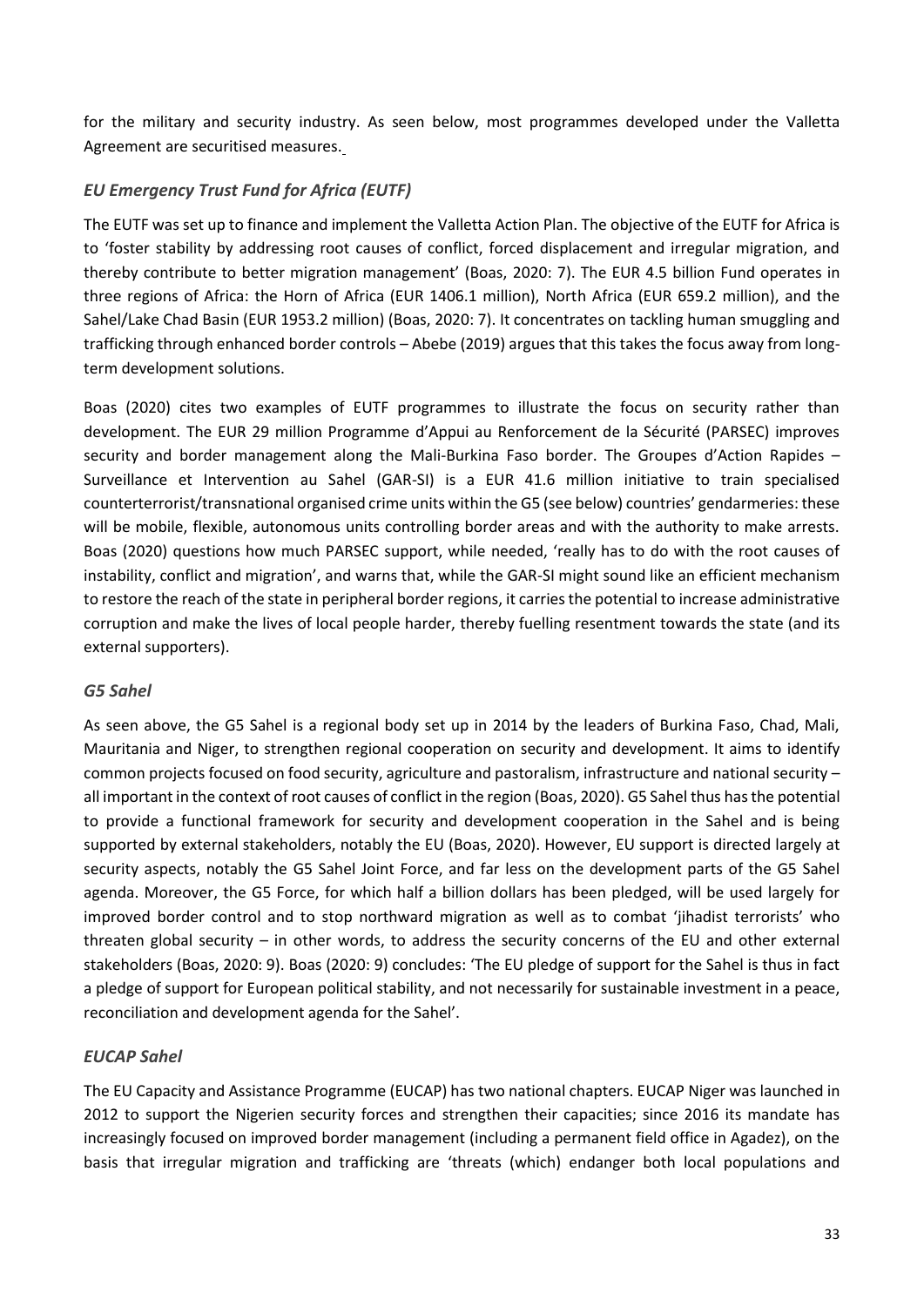for the military and security industry. As seen below, most programmes developed under the Valletta Agreement are securitised measures.

### *EU Emergency Trust Fund for Africa (EUTF)*

The EUTF was set up to finance and implement the Valletta Action Plan. The objective of the EUTF for Africa is to 'foster stability by addressing root causes of conflict, forced displacement and irregular migration, and thereby contribute to better migration management' (Boas, 2020: 7). The EUR 4.5 billion Fund operates in three regions of Africa: the Horn of Africa (EUR 1406.1 million), North Africa (EUR 659.2 million), and the Sahel/Lake Chad Basin (EUR 1953.2 million) (Boas, 2020: 7). It concentrates on tackling human smuggling and trafficking through enhanced border controls – Abebe (2019) argues that this takes the focus away from long-term development solutions.

Boas (2020) cites two examples of EUTF programmes to illustrate the focus on security rather than development. The EUR 29 million Programme d'Appui au Renforcement de la Sécurité (PARSEC) improves security and border management along the Mali-Burkina Faso border. The Groupes d'Action Rapides – Surveillance et Intervention au Sahel (GAR-SI) is a EUR 41.6 million initiative to train specialised counterterrorist/transnational organised crime units within the G5 (see below) countries' gendarmeries: these will be mobile, flexible, autonomous units controlling border areas and with the authority to make arrests. Boas (2020) questions how much PARSEC support, while needed, 'really has to do with the root causes of instability, conflict and migration', and warns that, while the GAR-SI might sound like an efficient mechanism to restore the reach of the state in peripheral border regions, it carries the potential to increase administrative corruption and make the lives of local people harder, thereby fuelling resentment towards the state (and its external supporters).

### *G5 Sahel*

As seen above, the G5 Sahel is a regional body set up in 2014 by the leaders of Burkina Faso, Chad, Mali, Mauritania and Niger, to strengthen regional cooperation on security and development. It aims to identify common projects focused on food security, agriculture and pastoralism, infrastructure and national security – all important in the context of root causes of conflict in the region (Boas, 2020). G5 Sahel thus has the potential to provide a functional framework for security and development cooperation in the Sahel and is being supported by external stakeholders, notably the EU (Boas, 2020). However, EU support is directed largely at security aspects, notably the G5 Sahel Joint Force, and far less on the development parts of the G5 Sahel agenda. Moreover, the G5 Force, for which half a billion dollars has been pledged, will be used largely for improved border control and to stop northward migration as well as to combat 'jihadist terrorists' who threaten global security – in other words, to address the security concerns of the EU and other external stakeholders (Boas, 2020: 9). Boas (2020: 9) concludes: 'The EU pledge of support for the Sahel is thus in fact a pledge of support for European political stability, and not necessarily for sustainable investment in a peace, reconciliation and development agenda for the Sahel'.

### *EUCAP Sahel*

The EU Capacity and Assistance Programme (EUCAP) has two national chapters. EUCAP Niger was launched in 2012 to support the Nigerien security forces and strengthen their capacities; since 2016 its mandate has increasingly focused on improved border management (including a permanent field office in Agadez), on the basis that irregular migration and trafficking are 'threats (which) endanger both local populations and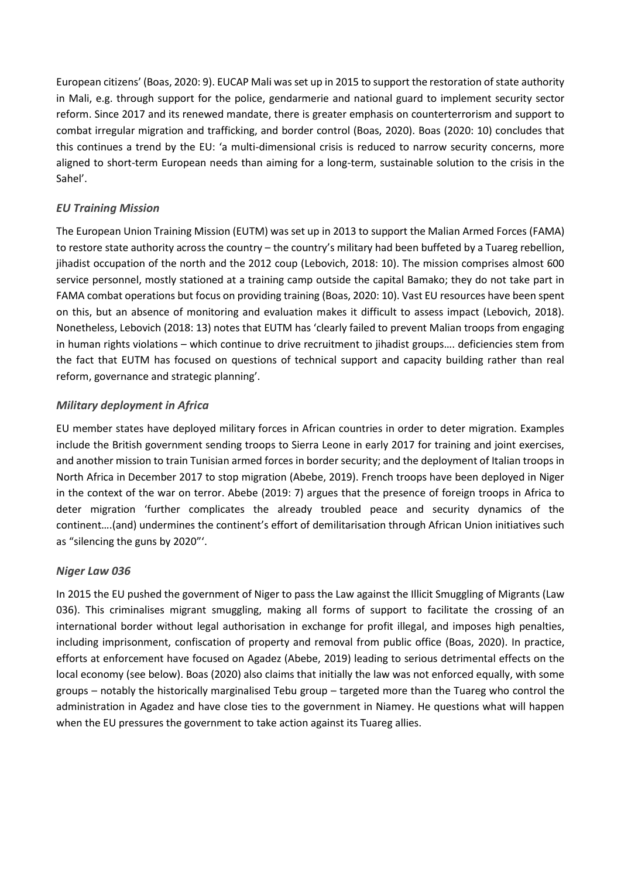European citizens' (Boas, 2020: 9). EUCAP Mali was set up in 2015 to support the restoration of state authority in Mali, e.g. through support for the police, gendarmerie and national guard to implement security sector reform. Since 2017 and its renewed mandate, there is greater emphasis on counterterrorism and support to combat irregular migration and trafficking, and border control (Boas, 2020). Boas (2020: 10) concludes that this continues a trend by the EU: 'a multi-dimensional crisis is reduced to narrow security concerns, more aligned to short-term European needs than aiming for a long-term, sustainable solution to the crisis in the Sahel'.

### *EU Training Mission*

The European Union Training Mission (EUTM) was set up in 2013 to support the Malian Armed Forces (FAMA) to restore state authority across the country – the country's military had been buffeted by a Tuareg rebellion, jihadist occupation of the north and the 2012 coup (Lebovich, 2018: 10). The mission comprises almost 600 service personnel, mostly stationed at a training camp outside the capital Bamako; they do not take part in FAMA combat operations but focus on providing training (Boas, 2020: 10). Vast EU resources have been spent on this, but an absence of monitoring and evaluation makes it difficult to assess impact (Lebovich, 2018). Nonetheless, Lebovich (2018: 13) notes that EUTM has 'clearly failed to prevent Malian troops from engaging in human rights violations – which continue to drive recruitment to jihadist groups…. deficiencies stem from the fact that EUTM has focused on questions of technical support and capacity building rather than real reform, governance and strategic planning'.

### *Military deployment in Africa*

EU member states have deployed military forces in African countries in order to deter migration. Examples include the British government sending troops to Sierra Leone in early 2017 for training and joint exercises, and another mission to train Tunisian armed forces in border security; and the deployment of Italian troops in North Africa in December 2017 to stop migration (Abebe, 2019). French troops have been deployed in Niger in the context of the war on terror. Abebe (2019: 7) argues that the presence of foreign troops in Africa to deter migration 'further complicates the already troubled peace and security dynamics of the continent….(and) undermines the continent's effort of demilitarisation through African Union initiatives such as "silencing the guns by 2020"'.

### *Niger Law 036*

In 2015 the EU pushed the government of Niger to pass the Law against the Illicit Smuggling of Migrants (Law 036). This criminalises migrant smuggling, making all forms of support to facilitate the crossing of an international border without legal authorisation in exchange for profit illegal, and imposes high penalties, including imprisonment, confiscation of property and removal from public office (Boas, 2020). In practice, efforts at enforcement have focused on Agadez (Abebe, 2019) leading to serious detrimental effects on the local economy (see below). Boas (2020) also claims that initially the law was not enforced equally, with some groups – notably the historically marginalised Tebu group – targeted more than the Tuareg who control the administration in Agadez and have close ties to the government in Niamey. He questions what will happen when the EU pressures the government to take action against its Tuareg allies.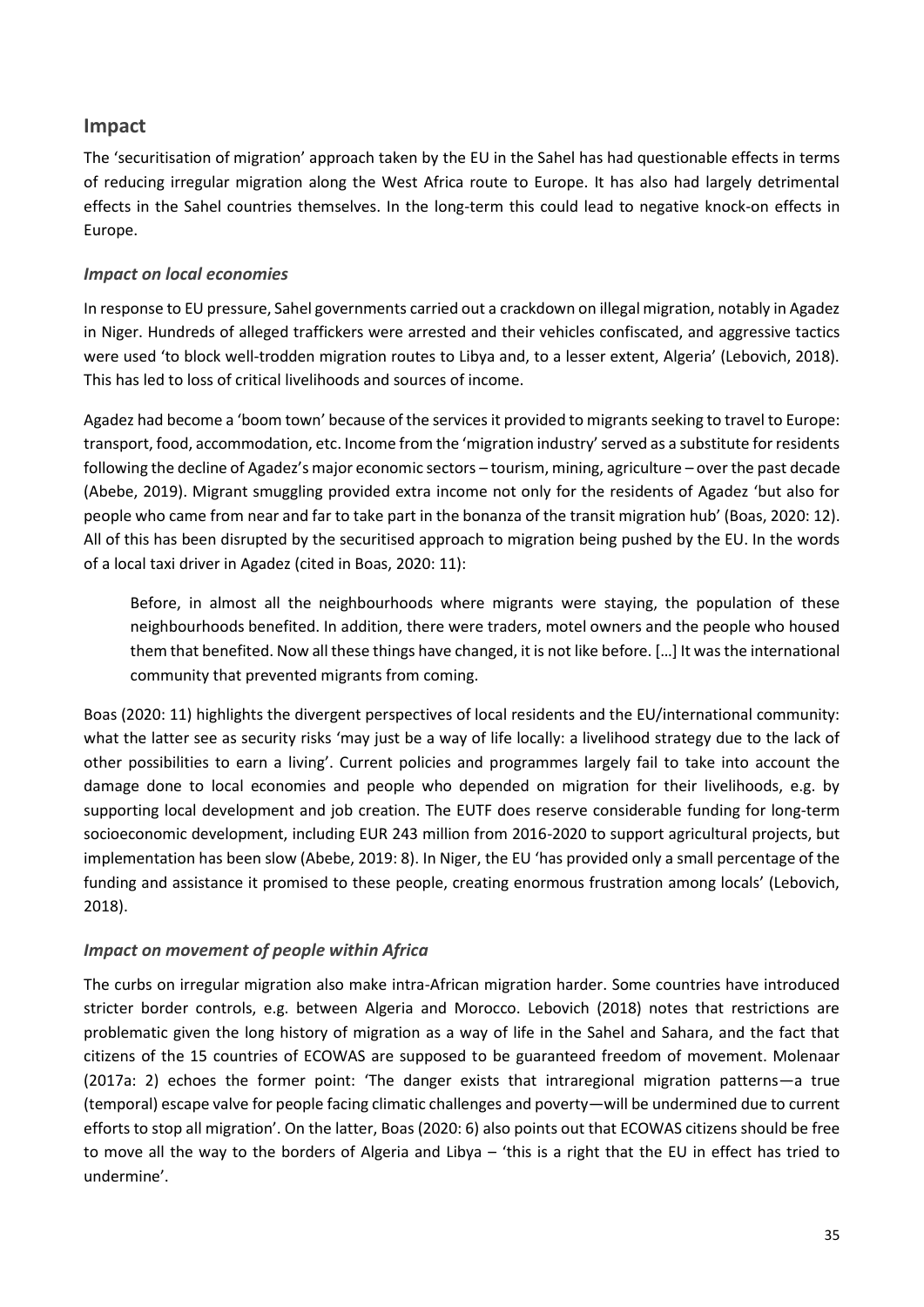## Impact

The 'securitisation of migration' approach taken by the EU in the Sahel has had questionable effects in terms of reducing irregular migration along the West Africa route to Europe. It has also had largely detrimental effects in the Sahel countries themselves. In the long-term this could lead to negative knock-on effects in Europe.

### *Impact on local economies*

In response to EU pressure, Sahel governments carried out a crackdown on illegal migration, notably in Agadez in Niger. Hundreds of alleged traffickers were arrested and their vehicles confiscated, and aggressive tactics were used 'to block well-trodden migration routes to Libya and, to a lesser extent, Algeria' (Lebovich, 2018). This has led to loss of critical livelihoods and sources of income.

Agadez had become a 'boom town' because of the services it provided to migrants seeking to travel to Europe: transport, food, accommodation, etc. Income from the 'migration industry' served as a substitute for residents following the decline of Agadez's major economic sectors – tourism, mining, agriculture – over the past decade (Abebe, 2019). Migrant smuggling provided extra income not only for the residents of Agadez 'but also for people who came from near and far to take part in the bonanza of the transit migration hub' (Boas, 2020: 12). All of this has been disrupted by the securitised approach to migration being pushed by the EU. In the words of a local taxi driver in Agadez (cited in Boas, 2020: 11):

> Before, in almost all the neighbourhoods where migrants were staying, the population of these neighbourhoods benefited. In addition, there were traders, motel owners and the people who housed them that benefited. Now all these things have changed, it is not like before. […] It was the international community that prevented migrants from coming.

Boas (2020: 11) highlights the divergent perspectives of local residents and the EU/international community: what the latter see as security risks 'may just be a way of life locally: a livelihood strategy due to the lack of other possibilities to earn a living'. Current policies and programmes largely fail to take into account the damage done to local economies and people who depended on migration for their livelihoods, e.g. by supporting local development and job creation. The EUTF does reserve considerable funding for long-term socioeconomic development, including EUR 243 million from 2016-2020 to support agricultural projects, but implementation has been slow (Abebe, 2019: 8). In Niger, the EU 'has provided only a small percentage of the funding and assistance it promised to these people, creating enormous frustration among locals' (Lebovich, 2018).

### *Impact on movement of people within Africa*

The curbs on irregular migration also make intra-African migration harder. Some countries have introduced stricter border controls, e.g. between Algeria and Morocco. Lebovich (2018) notes that restrictions are problematic given the long history of migration as a way of life in the Sahel and Sahara, and the fact that citizens of the 15 countries of ECOWAS are supposed to be guaranteed freedom of movement. Molenaar (2017a: 2) echoes the former point: 'The danger exists that intraregional migration patterns—a true (temporal) escape valve for people facing climatic challenges and poverty—will be undermined due to current efforts to stop all migration'. On the latter, Boas (2020: 6) also points out that ECOWAS citizens should be free to move all the way to the borders of Algeria and Libya – 'this is a right that the EU in effect has tried to undermine'.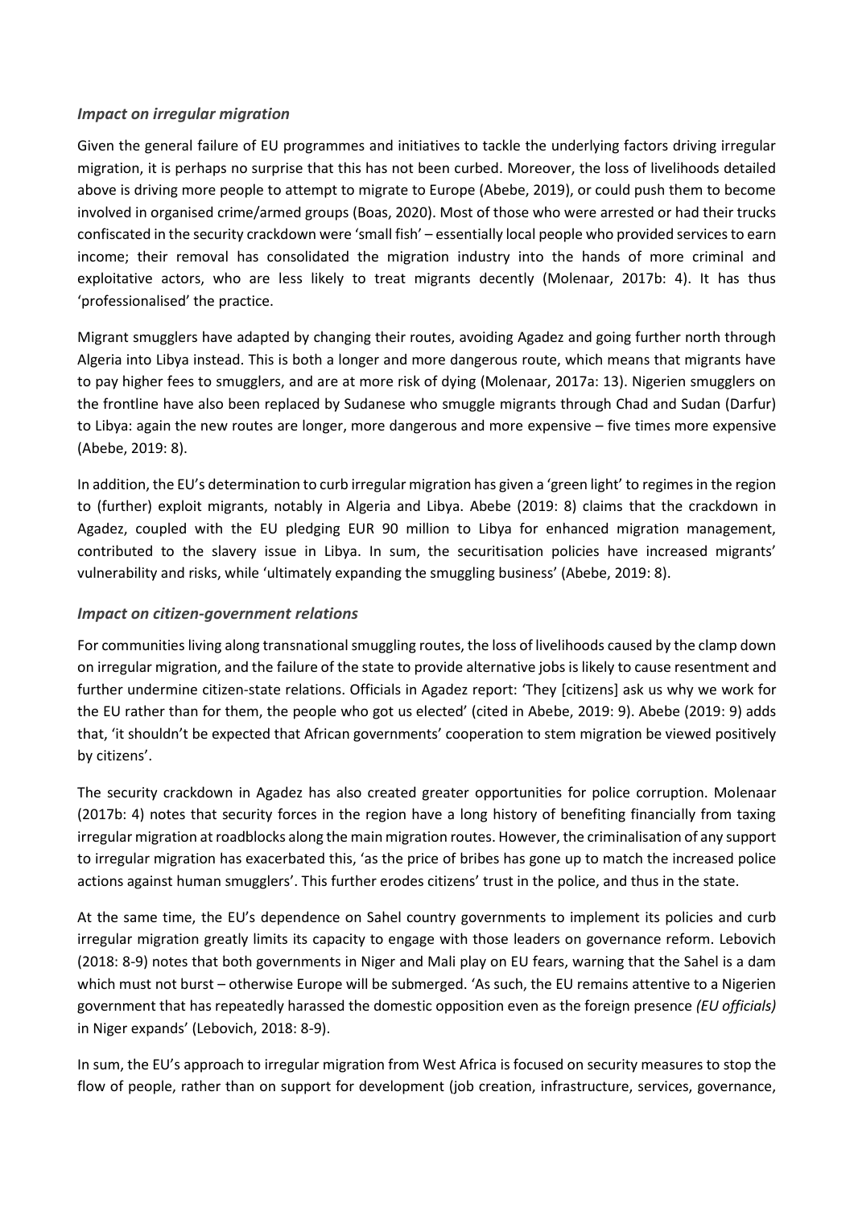### *Impact on irregular migration*

Given the general failure of EU programmes and initiatives to tackle the underlying factors driving irregular migration, it is perhaps no surprise that this has not been curbed. Moreover, the loss of livelihoods detailed above is driving more people to attempt to migrate to Europe (Abebe, 2019), or could push them to become involved in organised crime/armed groups (Boas, 2020). Most of those who were arrested or had their trucks confiscated in the security crackdown were 'small fish' – essentially local people who provided services to earn income; their removal has consolidated the migration industry into the hands of more criminal and exploitative actors, who are less likely to treat migrants decently (Molenaar, 2017b: 4). It has thus 'professionalised' the practice.

Migrant smugglers have adapted by changing their routes, avoiding Agadez and going further north through Algeria into Libya instead. This is both a longer and more dangerous route, which means that migrants have to pay higher fees to smugglers, and are at more risk of dying (Molenaar, 2017a: 13). Nigerien smugglers on the frontline have also been replaced by Sudanese who smuggle migrants through Chad and Sudan (Darfur) to Libya: again the new routes are longer, more dangerous and more expensive – five times more expensive (Abebe, 2019: 8).

In addition, the EU's determination to curb irregular migration has given a 'green light' to regimes in the region to (further) exploit migrants, notably in Algeria and Libya. Abebe (2019: 8) claims that the crackdown in Agadez, coupled with the EU pledging EUR 90 million to Libya for enhanced migration management, contributed to the slavery issue in Libya. In sum, the securitisation policies have increased migrants' vulnerability and risks, while 'ultimately expanding the smuggling business' (Abebe, 2019: 8).

### *Impact on citizen-government relations*

For communities living along transnational smuggling routes, the loss of livelihoods caused by the clamp down on irregular migration, and the failure of the state to provide alternative jobs is likely to cause resentment and further undermine citizen-state relations. Officials in Agadez report: 'They [citizens] ask us why we work for the EU rather than for them, the people who got us elected' (cited in Abebe, 2019: 9). Abebe (2019: 9) adds that, 'it shouldn't be expected that African governments' cooperation to stem migration be viewed positively by citizens'.

The security crackdown in Agadez has also created greater opportunities for police corruption. Molenaar (2017b: 4) notes that security forces in the region have a long history of benefiting financially from taxing irregular migration at roadblocks along the main migration routes. However, the criminalisation of any support to irregular migration has exacerbated this, 'as the price of bribes has gone up to match the increased police actions against human smugglers'. This further erodes citizens' trust in the police, and thus in the state.

At the same time, the EU's dependence on Sahel country governments to implement its policies and curb irregular migration greatly limits its capacity to engage with those leaders on governance reform. Lebovich (2018: 8-9) notes that both governments in Niger and Mali play on EU fears, warning that the Sahel is a dam which must not burst – otherwise Europe will be submerged. 'As such, the EU remains attentive to a Nigerien government that has repeatedly harassed the domestic opposition even as the foreign presence *(EU officials)* in Niger expands' (Lebovich, 2018: 8-9).

In sum, the EU's approach to irregular migration from West Africa is focused on security measures to stop the flow of people, rather than on support for development (job creation, infrastructure, services, governance,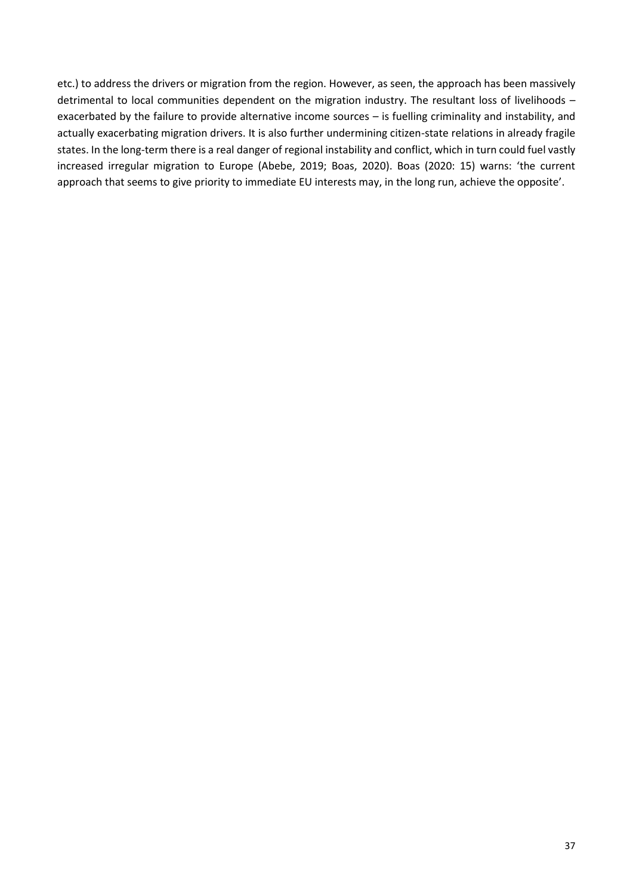etc.) to address the drivers or migration from the region. However, as seen, the approach has been massively detrimental to local communities dependent on the migration industry. The resultant loss of livelihoods – exacerbated by the failure to provide alternative income sources – is fuelling criminality and instability, and actually exacerbating migration drivers. It is also further undermining citizen-state relations in already fragile states. In the long-term there is a real danger of regional instability and conflict, which in turn could fuel vastly increased irregular migration to Europe (Abebe, 2019; Boas, 2020). Boas (2020: 15) warns: 'the current approach that seems to give priority to immediate EU interests may, in the long run, achieve the opposite'.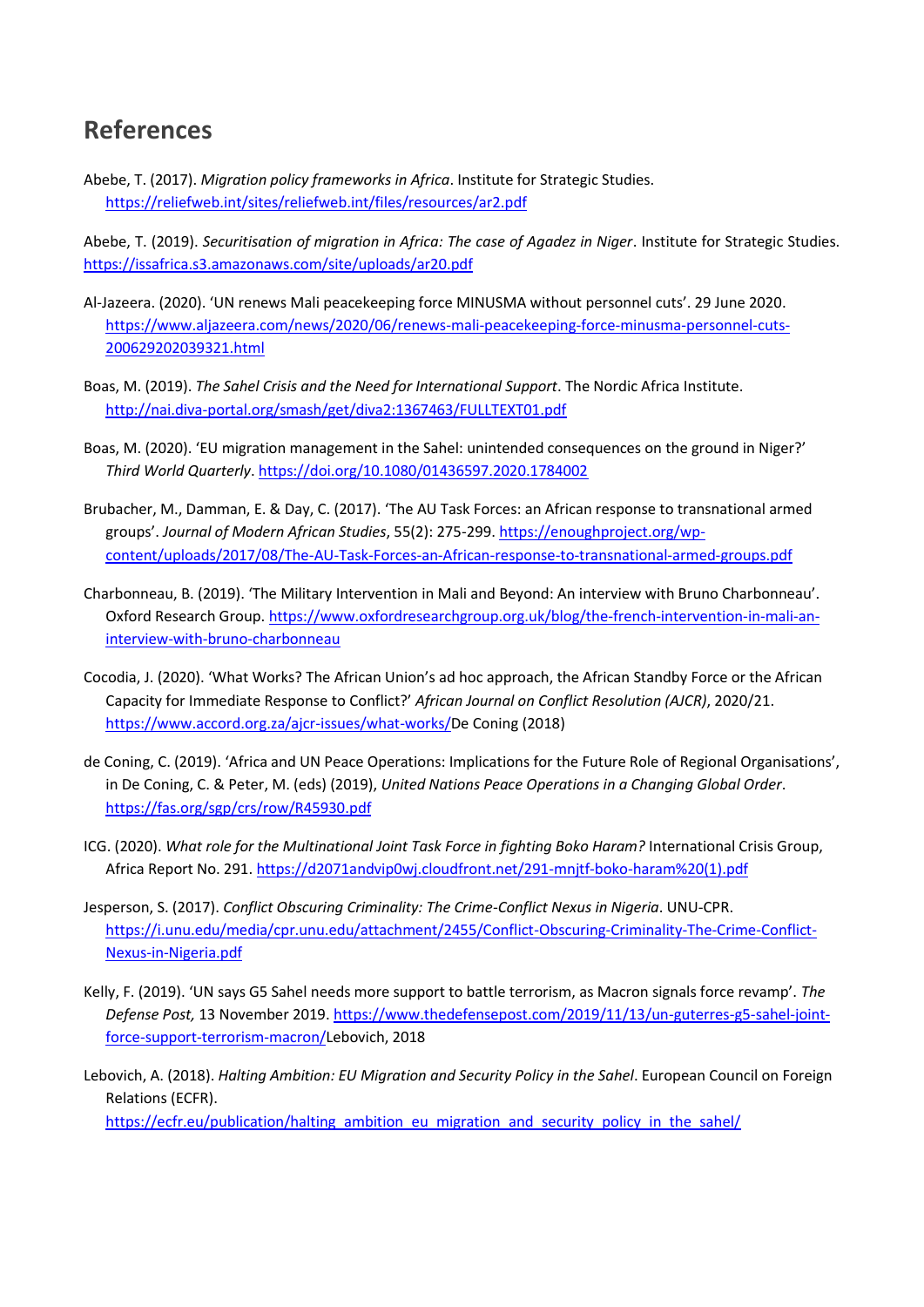## References

Abebe, T. (2017). *Migration policy frameworks in Africa*. Institute for Strategic Studies. https://reliefweb.int/sites/reliefweb.int/files/resources/ar2.pdf

Abebe, T. (2019). *Securitisation of migration in Africa: The case of Agadez in Niger*. Institute for Strategic Studies. https://issafrica.s3.amazonaws.com/site/uploads/ar20.pdf

Al-Jazeera. (2020). 'UN renews Mali peacekeeping force MINUSMA without personnel cuts'. 29 June 2020. https://www.aljazeera.com/news/2020/06/renews-mali-peacekeeping-force-minusma-personnel-cuts-200629202039321.html

Boas, M. (2019). *The Sahel Crisis and the Need for International Support*. The Nordic Africa Institute. http://nai.diva-portal.org/smash/get/diva2:1367463/FULLTEXT01.pdf

Boas, M. (2020). 'EU migration management in the Sahel: unintended consequences on the ground in Niger?' *Third World Quarterly*. https://doi.org/10.1080/01436597.2020.1784002

Brubacher, M., Damman, E. & Day, C. (2017). 'The AU Task Forces: an African response to transnational armed groups'. *Journal of Modern African Studies*, 55(2): 275-299. https://enoughproject.org/wp-content/uploads/2017/08/The-AU-Task-Forces-an-African-response-to-transnational-armed-groups.pdf

Charbonneau, B. (2019). 'The Military Intervention in Mali and Beyond: An interview with Bruno Charbonneau'. Oxford Research Group. https://www.oxfordresearchgroup.org.uk/blog/the-french-intervention-in-mali-an-interview-with-bruno-charbonneau

Cocodia, J. (2020). 'What Works? The African Union's ad hoc approach, the African Standby Force or the African Capacity for Immediate Response to Conflict?' *African Journal on Conflict Resolution (AJCR)*, 2020/21. https://www.accord.org.za/ajcr-issues/what-works/De Coning (2018)

de Coning, C. (2019). 'Africa and UN Peace Operations: Implications for the Future Role of Regional Organisations', in De Coning, C. & Peter, M. (eds) (2019), *United Nations Peace Operations in a Changing Global Order*. https://fas.org/sgp/crs/row/R45930.pdf

ICG. (2020). *What role for the Multinational Joint Task Force in fighting Boko Haram?* International Crisis Group, Africa Report No. 291. https://d2071andvip0wj.cloudfront.net/291-mnjtf-boko-haram%20(1).pdf

Jesperson, S. (2017). *Conflict Obscuring Criminality: The Crime-Conflict Nexus in Nigeria*. UNU-CPR. https://i.unu.edu/media/cpr.unu.edu/attachment/2455/Conflict-Obscuring-Criminality-The-Crime-Conflict-Nexus-in-Nigeria.pdf

Kelly, F. (2019). 'UN says G5 Sahel needs more support to battle terrorism, as Macron signals force revamp'. *The Defense Post,* 13 November 2019. https://www.thedefensepost.com/2019/11/13/un-guterres-g5-sahel-joint-force-support-terrorism-macron/Lebovich, 2018

Lebovich, A. (2018). *Halting Ambition: EU Migration and Security Policy in the Sahel*. European Council on Foreign Relations (ECFR). https://ecfr.eu/publication/halting_ambition_eu_migration_and_security_policy_in_the_sahel/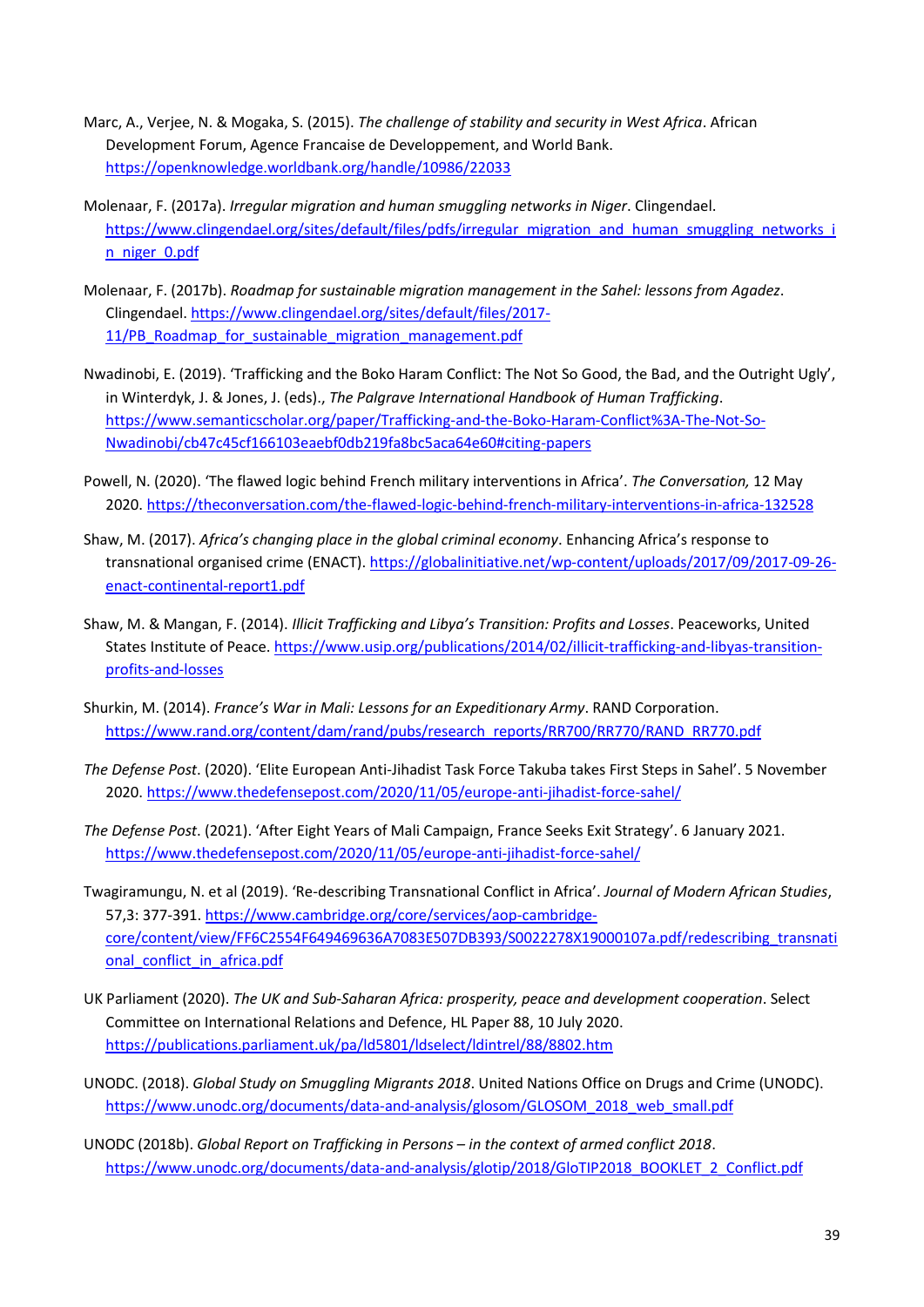Marc, A., Verjee, N. & Mogaka, S. (2015). *The challenge of stability and security in West Africa*. African Development Forum, Agence Francaise de Developpement, and World Bank. https://openknowledge.worldbank.org/handle/10986/22033

Molenaar, F. (2017a). *Irregular migration and human smuggling networks in Niger*. Clingendael. https://www.clingendael.org/sites/default/files/pdfs/irregular_migration_and_human_smuggling_networks_in_niger_0.pdf

Molenaar, F. (2017b). *Roadmap for sustainable migration management in the Sahel: lessons from Agadez*. Clingendael. https://www.clingendael.org/sites/default/files/2017-11/PB_Roadmap_for_sustainable_migration_management.pdf

Nwadinobi, E. (2019). 'Trafficking and the Boko Haram Conflict: The Not So Good, the Bad, and the Outright Ugly', in Winterdyk, J. & Jones, J. (eds)., *The Palgrave International Handbook of Human Trafficking*. https://www.semanticscholar.org/paper/Trafficking-and-the-Boko-Haram-Conflict%3A-The-Not-So-Nwadinobi/cb47c45cf166103eaebf0db219fa8bc5aca64e60#citing-papers

Powell, N. (2020). 'The flawed logic behind French military interventions in Africa'. *The Conversation,* 12 May 2020. https://theconversation.com/the-flawed-logic-behind-french-military-interventions-in-africa-132528

Shaw, M. (2017). *Africa's changing place in the global criminal economy*. Enhancing Africa's response to transnational organised crime (ENACT). https://globalinitiative.net/wp-content/uploads/2017/09/2017-09-26-enact-continental-report1.pdf

Shaw, M. & Mangan, F. (2014). *Illicit Trafficking and Libya's Transition: Profits and Losses*. Peaceworks, United States Institute of Peace. https://www.usip.org/publications/2014/02/illicit-trafficking-and-libyas-transition-profits-and-losses

Shurkin, M. (2014). *France's War in Mali: Lessons for an Expeditionary Army*. RAND Corporation. https://www.rand.org/content/dam/rand/pubs/research_reports/RR700/RR770/RAND_RR770.pdf

*The Defense Post*. (2020). 'Elite European Anti-Jihadist Task Force Takuba takes First Steps in Sahel'. 5 November 2020. https://www.thedefensepost.com/2020/11/05/europe-anti-jihadist-force-sahel/

*The Defense Post*. (2021). 'After Eight Years of Mali Campaign, France Seeks Exit Strategy'. 6 January 2021. https://www.thedefensepost.com/2020/11/05/europe-anti-jihadist-force-sahel/

Twagiramungu, N. et al (2019). 'Re-describing Transnational Conflict in Africa'. *Journal of Modern African Studies*, 57,3: 377-391. https://www.cambridge.org/core/services/aop-cambridge-core/content/view/FF6C2554F649469636A7083E507DB393/S0022278X19000107a.pdf/redescribing_transnational_conflict_in_africa.pdf

UK Parliament (2020). *The UK and Sub-Saharan Africa: prosperity, peace and development cooperation*. Select Committee on International Relations and Defence, HL Paper 88, 10 July 2020. https://publications.parliament.uk/pa/ld5801/ldselect/ldintrel/88/8802.htm

UNODC. (2018). *Global Study on Smuggling Migrants 2018*. United Nations Office on Drugs and Crime (UNODC). https://www.unodc.org/documents/data-and-analysis/glosom/GLOSOM_2018_web_small.pdf

UNODC (2018b). *Global Report on Trafficking in Persons – in the context of armed conflict 2018*. https://www.unodc.org/documents/data-and-analysis/glotip/2018/GloTIP2018_BOOKLET_2_Conflict.pdf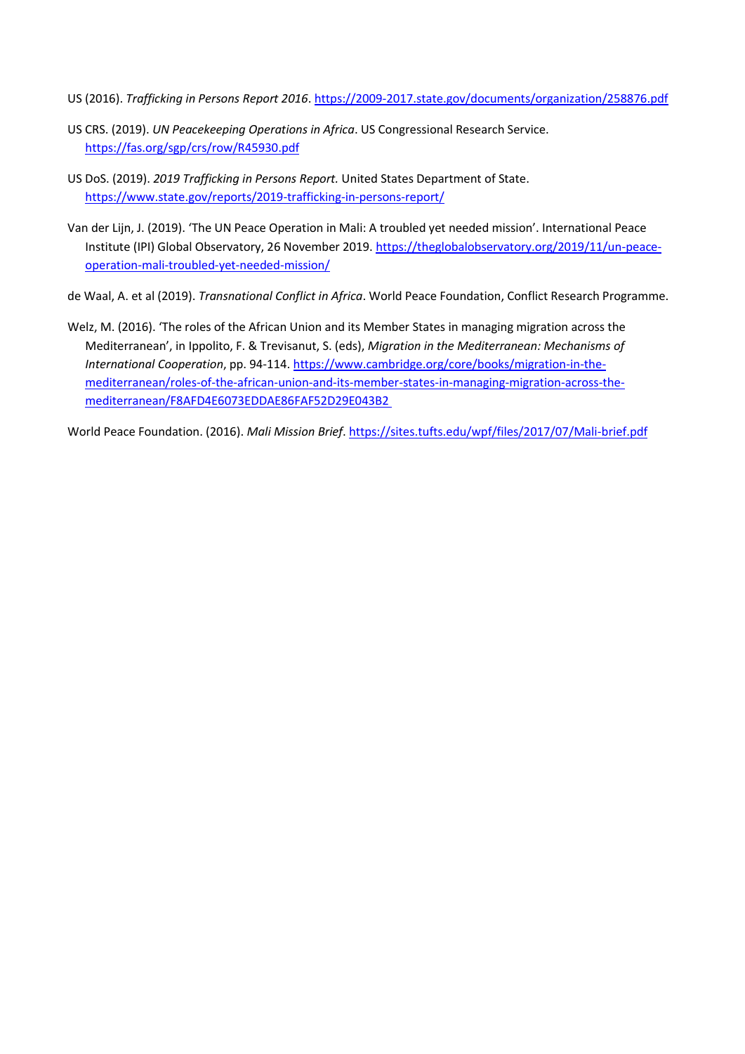US (2016). *Trafficking in Persons Report 2016*. https://2009-2017.state.gov/documents/organization/258876.pdf

US CRS. (2019). *UN Peacekeeping Operations in Africa*. US Congressional Research Service. https://fas.org/sgp/crs/row/R45930.pdf

US DoS. (2019). *2019 Trafficking in Persons Report.* United States Department of State. https://www.state.gov/reports/2019-trafficking-in-persons-report/

Van der Lijn, J. (2019). 'The UN Peace Operation in Mali: A troubled yet needed mission'. International Peace Institute (IPI) Global Observatory, 26 November 2019. https://theglobalobservatory.org/2019/11/un-peace-operation-mali-troubled-yet-needed-mission/

de Waal, A. et al (2019). *Transnational Conflict in Africa*. World Peace Foundation, Conflict Research Programme.

Welz, M. (2016). 'The roles of the African Union and its Member States in managing migration across the Mediterranean', in Ippolito, F. & Trevisanut, S. (eds), *Migration in the Mediterranean: Mechanisms of International Cooperation*, pp. 94-114. https://www.cambridge.org/core/books/migration-in-the-mediterranean/roles-of-the-african-union-and-its-member-states-in-managing-migration-across-the-mediterranean/F8AFD4E6073EDDAE86FAF52D29E043B2

World Peace Foundation. (2016). *Mali Mission Brief*. https://sites.tufts.edu/wpf/files/2017/07/Mali-brief.pdf